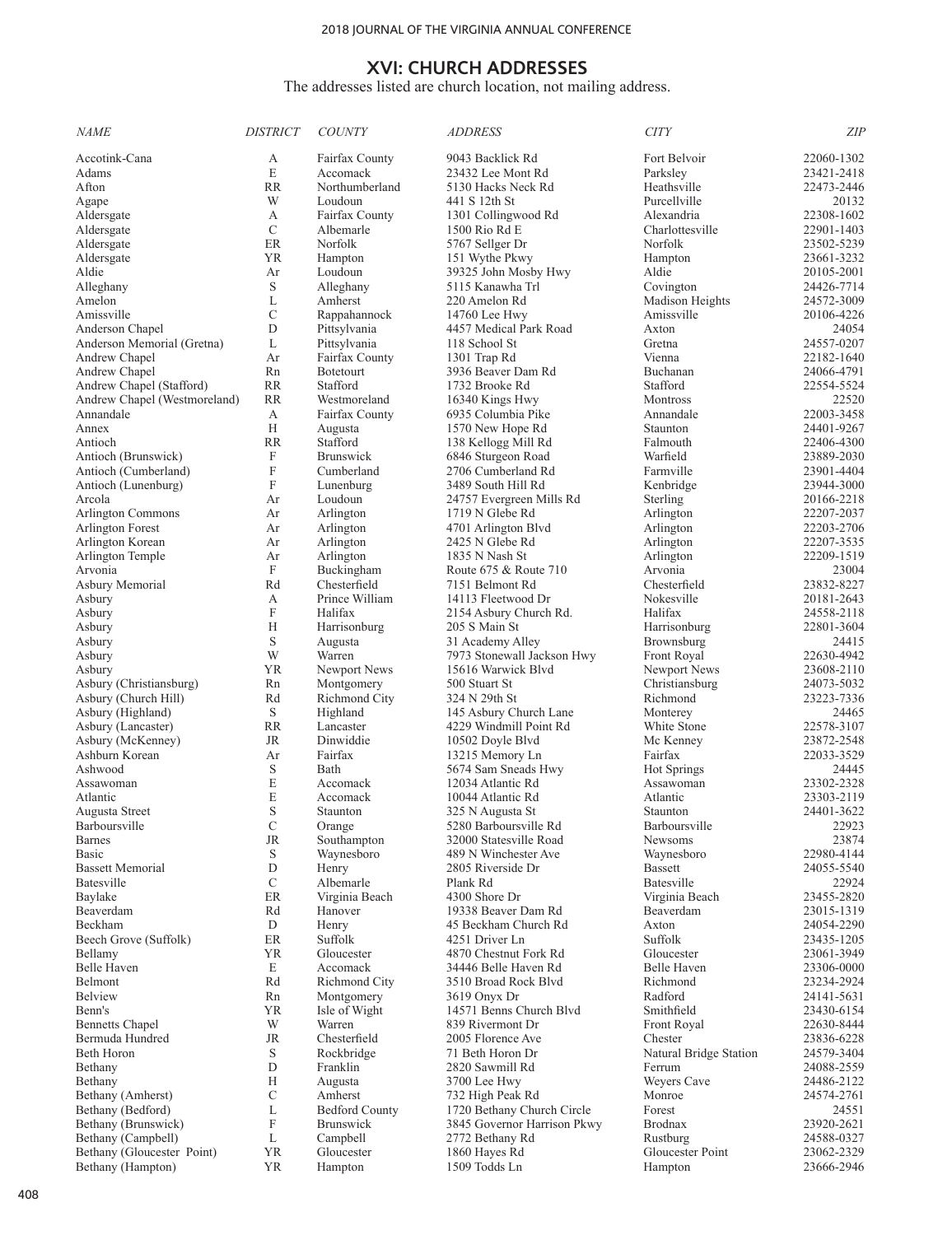## XVI: CHURCH ADDRESSES

The addresses listed are church location, not mailing address.

| NAME | DISTRICT | COUNTY | ADDRESS | CITY | ZIP |
|---|---|---|---|---|---|
| Accotink-Cana | A | Fairfax County | 9043 Backlick Rd | Fort Belvoir | 22060-1302 |
| Adams | E | Accomack | 23432 Lee Mont Rd | Parksley | 23421-2418 |
| Afton | RR | Northumberland | 5130 Hacks Neck Rd | Heathsville | 22473-2446 |
| Agape | W | Loudoun | 441 S 12th St | Purcellville | 20132 |
| Aldersgate | A | Fairfax County | 1301 Collingwood Rd | Alexandria | 22308-1602 |
| Aldersgate | C | Albemarle | 1500 Rio Rd E | Charlottesville | 22901-1403 |
| Aldersgate | ER | Norfolk | 5767 Sellger Dr | Norfolk | 23502-5239 |
| Aldersgate | YR | Hampton | 151 Wythe Pkwy | Hampton | 23661-3232 |
| Aldie | Ar | Loudoun | 39325 John Mosby Hwy | Aldie | 20105-2001 |
| Alleghany | S | Alleghany | 5115 Kanawha Trl | Covington | 24426-7714 |
| Amelon | L | Amherst | 220 Amelon Rd | Madison Heights | 24572-3009 |
| Amissville | C | Rappahannock | 14760 Lee Hwy | Amissville | 20106-4226 |
| Anderson Chapel | D | Pittsylvania | 4457 Medical Park Road | Axton | 24054 |
| Anderson Memorial (Gretna) | L | Pittsylvania | 118 School St | Gretna | 24557-0207 |
| Andrew Chapel | Ar | Fairfax County | 1301 Trap Rd | Vienna | 22182-1640 |
| Andrew Chapel | Rn | Botetourt | 3936 Beaver Dam Rd | Buchanan | 24066-4791 |
| Andrew Chapel (Stafford) | RR | Stafford | 1732 Brooke Rd | Stafford | 22554-5524 |
| Andrew Chapel (Westmoreland) | RR | Westmoreland | 16340 Kings Hwy | Montross | 22520 |
| Annandale | A | Fairfax County | 6935 Columbia Pike | Annandale | 22003-3458 |
| Annex | H | Augusta | 1570 New Hope Rd | Staunton | 24401-9267 |
| Antioch | RR | Stafford | 138 Kellogg Mill Rd | Falmouth | 22406-4300 |
| Antioch (Brunswick) | F | Brunswick | 6846 Sturgeon Road | Warfield | 23889-2030 |
| Antioch (Cumberland) | F | Cumberland | 2706 Cumberland Rd | Farmville | 23901-4404 |
| Antioch (Lunenburg) | F | Lunenburg | 3489 South Hill Rd | Kenbridge | 23944-3000 |
| Arcola | Ar | Loudoun | 24757 Evergreen Mills Rd | Sterling | 20166-2218 |
| Arlington Commons | Ar | Arlington | 1719 N Glebe Rd | Arlington | 22207-2037 |
| Arlington Forest | Ar | Arlington | 4701 Arlington Blvd | Arlington | 22203-2706 |
| Arlington Korean | Ar | Arlington | 2425 N Glebe Rd | Arlington | 22207-3535 |
| Arlington Temple | Ar | Arlington | 1835 N Nash St | Arlington | 22209-1519 |
| Arvonia | F | Buckingham | Route 675 & Route 710 | Arvonia | 23004 |
| Asbury Memorial | Rd | Chesterfield | 7151 Belmont Rd | Chesterfield | 23832-8227 |
| Asbury | A | Prince William | 14113 Fleetwood Dr | Nokesville | 20181-2643 |
| Asbury | F | Halifax | 2154 Asbury Church Rd. | Halifax | 24558-2118 |
| Asbury | H | Harrisonburg | 205 S Main St | Harrisonburg | 22801-3604 |
| Asbury | S | Augusta | 31 Academy Alley | Brownsburg | 24415 |
| Asbury | W | Warren | 7973 Stonewall Jackson Hwy | Front Royal | 22630-4942 |
| Asbury | YR | Newport News | 15616 Warwick Blvd | Newport News | 23608-2110 |
| Asbury (Christiansburg) | Rn | Montgomery | 500 Stuart St | Christiansburg | 24073-5032 |
| Asbury (Church Hill) | Rd | Richmond City | 324 N 29th St | Richmond | 23223-7336 |
| Asbury (Highland) | S | Highland | 145 Asbury Church Lane | Monterey | 24465 |
| Asbury (Lancaster) | RR | Lancaster | 4229 Windmill Point Rd | White Stone | 22578-3107 |
| Asbury (McKenney) | JR | Dinwiddie | 10502 Doyle Blvd | Mc Kenney | 23872-2548 |
| Ashburn Korean | Ar | Fairfax | 13215 Memory Ln | Fairfax | 22033-3529 |
| Ashwood | S | Bath | 5674 Sam Sneads Hwy | Hot Springs | 24445 |
| Assawoman | E | Accomack | 12034 Atlantic Rd | Assawoman | 23302-2328 |
| Atlantic | E | Accomack | 10044 Atlantic Rd | Atlantic | 23303-2119 |
| Augusta Street | S | Staunton | 325 N Augusta St | Staunton | 24401-3622 |
| Barboursville | C | Orange | 5280 Barboursville Rd | Barboursville | 22923 |
| Barnes | JR | Southampton | 32000 Statesville Road | Newsoms | 23874 |
| Basic | S | Waynesboro | 489 N Winchester Ave | Waynesboro | 22980-4144 |
| Bassett Memorial | D | Henry | 2805 Riverside Dr | Bassett | 24055-5540 |
| Batesville | C | Albemarle | Plank Rd | Batesville | 22924 |
| Baylake | ER | Virginia Beach | 4300 Shore Dr | Virginia Beach | 23455-2820 |
| Beaverdam | Rd | Hanover | 19338 Beaver Dam Rd | Beaverdam | 23015-1319 |
| Beckham | D | Henry | 45 Beckham Church Rd | Axton | 24054-2290 |
| Beech Grove (Suffolk) | ER | Suffolk | 4251 Driver Ln | Suffolk | 23435-1205 |
| Bellamy | YR | Gloucester | 4870 Chestnut Fork Rd | Gloucester | 23061-3949 |
| Belle Haven | E | Accomack | 34446 Belle Haven Rd | Belle Haven | 23306-0000 |
| Belmont | Rd | Richmond City | 3510 Broad Rock Blvd | Richmond | 23234-2924 |
| Belview | Rn | Montgomery | 3619 Onyx Dr | Radford | 24141-5631 |
| Benn's | YR | Isle of Wight | 14571 Benns Church Blvd | Smithfield | 23430-6154 |
| Bennetts Chapel | W | Warren | 839 Rivermont Dr | Front Royal | 22630-8444 |
| Bermuda Hundred | JR | Chesterfield | 2005 Florence Ave | Chester | 23836-6228 |
| Beth Horon | S | Rockbridge | 71 Beth Horon Dr | Natural Bridge Station | 24579-3404 |
| Bethany | D | Franklin | 2820 Sawmill Rd | Ferrum | 24088-2559 |
| Bethany | H | Augusta | 3700 Lee Hwy | Weyers Cave | 24486-2122 |
| Bethany (Amherst) | C | Amherst | 732 High Peak Rd | Monroe | 24574-2761 |
| Bethany (Bedford) | L | Bedford County | 1720 Bethany Church Circle | Forest | 24551 |
| Bethany (Brunswick) | F | Brunswick | 3845 Governor Harrison Pkwy | Brodnax | 23920-2621 |
| Bethany (Campbell) | L | Campbell | 2772 Bethany Rd | Rustburg | 24588-0327 |
| Bethany (Gloucester Point) | YR | Gloucester | 1860 Hayes Rd | Gloucester Point | 23062-2329 |
| Bethany (Hampton) | YR | Hampton | 1509 Todds Ln | Hampton | 23666-2946 |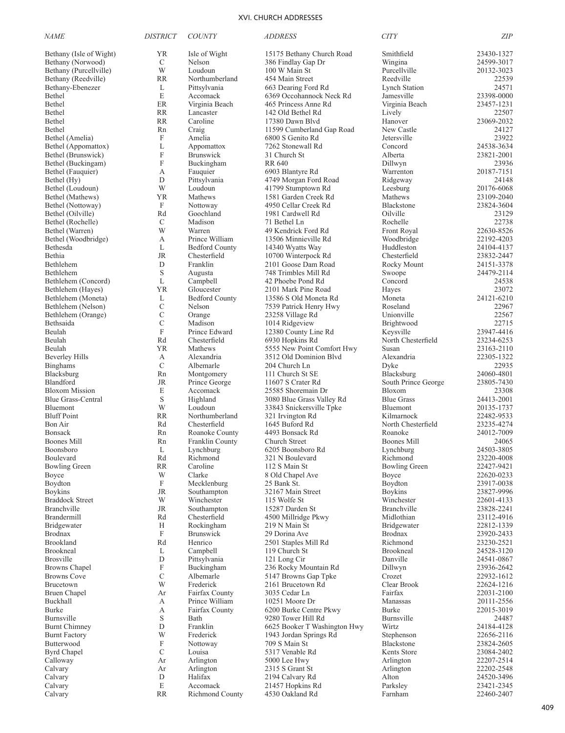# XVI. CHURCH ADDRESSES

| NAME | DISTRICT | COUNTY | ADDRESS | CITY | ZIP |
|---|---|---|---|---|---|
| Bethany (Isle of Wight) | YR | Isle of Wight | 15175 Bethany Church Road | Smithfield | 23430-1327 |
| Bethany (Norwood) | C | Nelson | 386 Findlay Gap Dr | Wingina | 24599-3017 |
| Bethany (Purcellville) | W | Loudoun | 100 W Main St | Purcellville | 20132-3023 |
| Bethany (Reedville) | RR | Northumberland | 454 Main Street | Reedville | 22539 |
| Bethany-Ebenezer | L | Pittsylvania | 663 Dearing Ford Rd | Lynch Station | 24571 |
| Bethel | E | Accomack | 6369 Occohannock Neck Rd | Jamesville | 23398-0000 |
| Bethel | ER | Virginia Beach | 465 Princess Anne Rd | Virginia Beach | 23457-1231 |
| Bethel | RR | Lancaster | 142 Old Bethel Rd | Lively | 22507 |
| Bethel | RR | Caroline | 17380 Dawn Blvd | Hanover | 23069-2032 |
| Bethel | Rn | Craig | 11599 Cumberland Gap Road | New Castle | 24127 |
| Bethel (Amelia) | F | Amelia | 6800 S Genito Rd | Jetersville | 23922 |
| Bethel (Appomattox) | L | Appomattox | 7262 Stonewall Rd | Concord | 24538-3634 |
| Bethel (Brunswick) | F | Brunswick | 31 Church St | Alberta | 23821-2001 |
| Bethel (Buckingam) | F | Buckingham | RR 640 | Dillwyn | 23936 |
| Bethel (Fauquier) | A | Fauquier | 6903 Blantyre Rd | Warrenton | 20187-7151 |
| Bethel (Hy) | D | Pittsylvania | 4749 Morgan Ford Road | Ridgeway | 24148 |
| Bethel (Loudoun) | W | Loudoun | 41799 Stumptown Rd | Leesburg | 20176-6068 |
| Bethel (Mathews) | YR | Mathews | 1581 Garden Creek Rd | Mathews | 23109-2040 |
| Bethel (Nottoway) | F | Nottoway | 4950 Cellar Creek Rd | Blackstone | 23824-3604 |
| Bethel (Oilville) | Rd | Goochland | 1981 Cardwell Rd | Oilville | 23129 |
| Bethel (Rochelle) | C | Madison | 71 Bethel Ln | Rochelle | 22738 |
| Bethel (Warren) | W | Warren | 49 Kendrick Ford Rd | Front Royal | 22630-8526 |
| Bethel (Woodbridge) | A | Prince William | 13506 Minnieville Rd | Woodbridge | 22192-4203 |
| Bethesda | L | Bedford County | 14340 Wyatts Way | Huddleston | 24104-4137 |
| Bethia | JR | Chesterfield | 10700 Winterpock Rd | Chesterfield | 23832-2447 |
| Bethlehem | D | Franklin | 2101 Goose Dam Road | Rocky Mount | 24151-3378 |
| Bethlehem | S | Augusta | 748 Trimbles Mill Rd | Swoope | 24479-2114 |
| Bethlehem (Concord) | L | Campbell | 42 Phoebe Pond Rd | Concord | 24538 |
| Bethlehem (Hayes) | YR | Gloucester | 2101 Mark Pine Road | Hayes | 23072 |
| Bethlehem (Moneta) | L | Bedford County | 13586 S Old Moneta Rd | Moneta | 24121-6210 |
| Bethlehem (Nelson) | C | Nelson | 7539 Patrick Henry Hwy | Roseland | 22967 |
| Bethlehem (Orange) | C | Orange | 23258 Village Rd | Unionville | 22567 |
| Bethsaida | C | Madison | 1014 Ridgeview | Brightwood | 22715 |
| Beulah | F | Prince Edward | 12380 County Line Rd | Keysville | 23947-4416 |
| Beulah | Rd | Chesterfield | 6930 Hopkins Rd | North Chesterfield | 23234-6253 |
| Beulah | YR | Mathews | 5555 New Point Comfort Hwy | Susan | 23163-2110 |
| Beverley Hills | A | Alexandria | 3512 Old Dominion Blvd | Alexandria | 22305-1322 |
| Binghams | C | Albemarle | 204 Church Ln | Dyke | 22935 |
| Blacksburg | Rn | Montgomery | 111 Church St SE | Blacksburg | 24060-4801 |
| Blandford | JR | Prince George | 11607 S Crater Rd | South Prince George | 23805-7430 |
| Bloxom Mission | E | Accomack | 25585 Shoremain Dr | Bloxom | 23308 |
| Blue Grass-Central | S | Highland | 3080 Blue Grass Valley Rd | Blue Grass | 24413-2001 |
| Bluemont | W | Loudoun | 33843 Snickersville Tpke | Bluemont | 20135-1737 |
| Bluff Point | RR | Northumberland | 321 Irvington Rd | Kilmarnock | 22482-9533 |
| Bon Air | Rd | Chesterfield | 1645 Buford Rd | North Chesterfield | 23235-4274 |
| Bonsack | Rn | Roanoke County | 4493 Bonsack Rd | Roanoke | 24012-7009 |
| Boones Mill | Rn | Franklin County | Church Street | Boones Mill | 24065 |
| Boonsboro | L | Lynchburg | 6205 Boonsboro Rd | Lynchburg | 24503-3805 |
| Boulevard | Rd | Richmond | 321 N Boulevard | Richmond | 23220-4008 |
| Bowling Green | RR | Caroline | 112 S Main St | Bowling Green | 22427-9421 |
| Boyce | W | Clarke | 8 Old Chapel Ave | Boyce | 22620-0233 |
| Boydton | F | Mecklenburg | 25 Bank St. | Boydton | 23917-0038 |
| Boykins | JR | Southampton | 32167 Main Street | Boykins | 23827-9996 |
| Braddock Street | W | Winchester | 115 Wolfe St | Winchester | 22601-4133 |
| Branchville | JR | Southampton | 15287 Darden St | Branchville | 23828-2241 |
| Brandermill | Rd | Chesterfield | 4500 Millridge Pkwy | Midlothian | 23112-4916 |
| Bridgewater | H | Rockingham | 219 N Main St | Bridgewater | 22812-1339 |
| Brodnax | F | Brunswick | 29 Dorina Ave | Brodnax | 23920-2433 |
| Brookland | Rd | Henrico | 2501 Staples Mill Rd | Richmond | 23230-2521 |
| Brookneal | L | Campbell | 119 Church St | Brookneal | 24528-3120 |
| Brosville | D | Pittsylvania | 121 Long Cir | Danville | 24541-0867 |
| Browns Chapel | F | Buckingham | 236 Rocky Mountain Rd | Dillwyn | 23936-2642 |
| Browns Cove | C | Albemarle | 5147 Browns Gap Tpke | Crozet | 22932-1612 |
| Brucetown | W | Frederick | 2161 Brucetown Rd | Clear Brook | 22624-1216 |
| Bruen Chapel | Ar | Fairfax County | 3035 Cedar Ln | Fairfax | 22031-2100 |
| Buckhall | A | Prince William | 10251 Moore Dr | Manassas | 20111-2556 |
| Burke | A | Fairfax County | 6200 Burke Centre Pkwy | Burke | 22015-3019 |
| Burnsville | S | Bath | 9280 Tower Hill Rd | Burnsville | 24487 |
| Burnt Chimney | D | Franklin | 6625 Booker T Washington Hwy | Wirtz | 24184-4128 |
| Burnt Factory | W | Frederick | 1943 Jordan Springs Rd | Stephenson | 22656-2116 |
| Butterwood | F | Nottoway | 709 S Main St | Blackstone | 23824-2605 |
| Byrd Chapel | C | Louisa | 5317 Venable Rd | Kents Store | 23084-2402 |
| Calloway | Ar | Arlington | 5000 Lee Hwy | Arlington | 22207-2514 |
| Calvary | Ar | Arlington | 2315 S Grant St | Arlington | 22202-2548 |
| Calvary | D | Halifax | 2194 Calvary Rd | Alton | 24520-3496 |
| Calvary | E | Accomack | 21457 Hopkins Rd | Parksley | 23421-2345 |
| Calvary | RR | Richmond County | 4530 Oakland Rd | Farnham | 22460-2407 |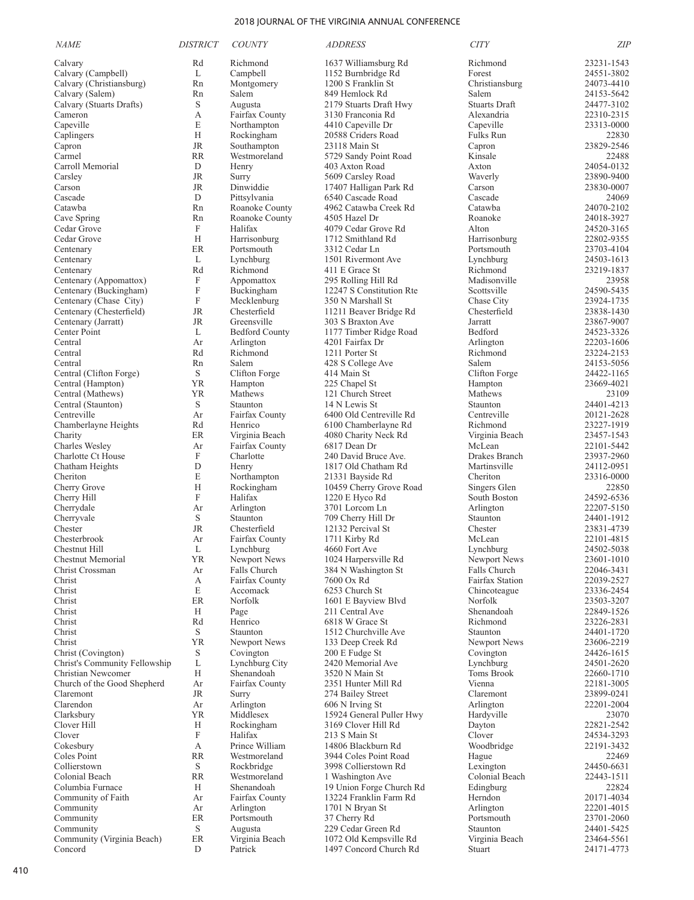| NAME | DISTRICT | COUNTY | ADDRESS | CITY | ZIP |
|---|---|---|---|---|---|
| Calvary | Rd | Richmond | 1637 Williamsburg Rd | Richmond | 23231-1543 |
| Calvary (Campbell) | L | Campbell | 1152 Burnbridge Rd | Forest | 24551-3802 |
| Calvary (Christiansburg) | Rn | Montgomery | 1200 S Franklin St | Christiansburg | 24073-4410 |
| Calvary (Salem) | Rn | Salem | 849 Hemlock Rd | Salem | 24153-5642 |
| Calvary (Stuarts Drafts) | S | Augusta | 2179 Stuarts Draft Hwy | Stuarts Draft | 24477-3102 |
| Cameron | A | Fairfax County | 3130 Franconia Rd | Alexandria | 22310-2315 |
| Capeville | E | Northampton | 4410 Capeville Dr | Capeville | 23313-0000 |
| Caplingers | H | Rockingham | 20588 Criders Road | Fulks Run | 22830 |
| Capron | JR | Southampton | 23118 Main St | Capron | 23829-2546 |
| Carmel | RR | Westmoreland | 5729 Sandy Point Road | Kinsale | 22488 |
| Carroll Memorial | D | Henry | 403 Axton Road | Axton | 24054-0132 |
| Carsley | JR | Surry | 5609 Carsley Road | Waverly | 23890-9400 |
| Carson | JR | Dinwiddie | 17407 Halligan Park Rd | Carson | 23830-0007 |
| Cascade | D | Pittsylvania | 6540 Cascade Road | Cascade | 24069 |
| Catawba | Rn | Roanoke County | 4962 Catawba Creek Rd | Catawba | 24070-2102 |
| Cave Spring | Rn | Roanoke County | 4505 Hazel Dr | Roanoke | 24018-3927 |
| Cedar Grove | F | Halifax | 4079 Cedar Grove Rd | Alton | 24520-3165 |
| Cedar Grove | H | Harrisonburg | 1712 Smithland Rd | Harrisonburg | 22802-9355 |
| Centenary | ER | Portsmouth | 3312 Cedar Ln | Portsmouth | 23703-4104 |
| Centenary | L | Lynchburg | 1501 Rivermont Ave | Lynchburg | 24503-1613 |
| Centenary | Rd | Richmond | 411 E Grace St | Richmond | 23219-1837 |
| Centenary (Appomattox) | F | Appomattox | 295 Rolling Hill Rd | Madisonville | 23958 |
| Centenary (Buckingham) | F | Buckingham | 12247 S Constitution Rte | Scottsville | 24590-5435 |
| Centenary (Chase City) | F | Mecklenburg | 350 N Marshall St | Chase City | 23924-1735 |
| Centenary (Chesterfield) | JR | Chesterfield | 11211 Beaver Bridge Rd | Chesterfield | 23838-1430 |
| Centenary (Jarratt) | JR | Greensville | 303 S Braxton Ave | Jarratt | 23867-9007 |
| Center Point | L | Bedford County | 1177 Timber Ridge Road | Bedford | 24523-3326 |
| Central | Ar | Arlington | 4201 Fairfax Dr | Arlington | 22203-1606 |
| Central | Rd | Richmond | 1211 Porter St | Richmond | 23224-2153 |
| Central | Rn | Salem | 428 S College Ave | Salem | 24153-5056 |
| Central (Clifton Forge) | S | Clifton Forge | 414 Main St | Clifton Forge | 24422-1165 |
| Central (Hampton) | YR | Hampton | 225 Chapel St | Hampton | 23669-4021 |
| Central (Mathews) | YR | Mathews | 121 Church Street | Mathews | 23109 |
| Central (Staunton) | S | Staunton | 14 N Lewis St | Staunton | 24401-4213 |
| Centreville | Ar | Fairfax County | 6400 Old Centreville Rd | Centreville | 20121-2628 |
| Chamberlayne Heights | Rd | Henrico | 6100 Chamberlayne Rd | Richmond | 23227-1919 |
| Charity | ER | Virginia Beach | 4080 Charity Neck Rd | Virginia Beach | 23457-1543 |
| Charles Wesley | Ar | Fairfax County | 6817 Dean Dr | McLean | 22101-5442 |
| Charlotte Ct House | F | Charlotte | 240 David Bruce Ave. | Drakes Branch | 23937-2960 |
| Chatham Heights | D | Henry | 1817 Old Chatham Rd | Martinsville | 24112-0951 |
| Cheriton | E | Northampton | 21331 Bayside Rd | Cheriton | 23316-0000 |
| Cherry Grove | H | Rockingham | 10459 Cherry Grove Road | Singers Glen | 22850 |
| Cherry Hill | F | Halifax | 1220 E Hyco Rd | South Boston | 24592-6536 |
| Cherrydale | Ar | Arlington | 3701 Lorcom Ln | Arlington | 22207-5150 |
| Cherryvale | S | Staunton | 709 Cherry Hill Dr | Staunton | 24401-1912 |
| Chester | JR | Chesterfield | 12132 Percival St | Chester | 23831-4739 |
| Chesterbrook | Ar | Fairfax County | 1711 Kirby Rd | McLean | 22101-4815 |
| Chestnut Hill | L | Lynchburg | 4660 Fort Ave | Lynchburg | 24502-5038 |
| Chestnut Memorial | YR | Newport News | 1024 Harpersville Rd | Newport News | 23601-1010 |
| Christ Crossman | Ar | Falls Church | 384 N Washington St | Falls Church | 22046-3431 |
| Christ | A | Fairfax County | 7600 Ox Rd | Fairfax Station | 22039-2527 |
| Christ | E | Accomack | 6253 Church St | Chincoteague | 23336-2454 |
| Christ | ER | Norfolk | 1601 E Bayview Blvd | Norfolk | 23503-3207 |
| Christ | H | Page | 211 Central Ave | Shenandoah | 22849-1526 |
| Christ | Rd | Henrico | 6818 W Grace St | Richmond | 23226-2831 |
| Christ | S | Staunton | 1512 Churchville Ave | Staunton | 24401-1720 |
| Christ | YR | Newport News | 133 Deep Creek Rd | Newport News | 23606-2219 |
| Christ (Covington) | S | Covington | 200 E Fudge St | Covington | 24426-1615 |
| Christ's Community Fellowship | L | Lynchburg City | 2420 Memorial Ave | Lynchburg | 24501-2620 |
| Christian Newcomer | H | Shenandoah | 3520 N Main St | Toms Brook | 22660-1710 |
| Church of the Good Shepherd | Ar | Fairfax County | 2351 Hunter Mill Rd | Vienna | 22181-3005 |
| Claremont | JR | Surry | 274 Bailey Street | Claremont | 23899-0241 |
| Clarendon | Ar | Arlington | 606 N Irving St | Arlington | 22201-2004 |
| Clarksbury | YR | Middlesex | 15924 General Puller Hwy | Hardyville | 23070 |
| Clover Hill | H | Rockingham | 3169 Clover Hill Rd | Dayton | 22821-2542 |
| Clover | F | Halifax | 213 S Main St | Clover | 24534-3293 |
| Cokesbury | A | Prince William | 14806 Blackburn Rd | Woodbridge | 22191-3432 |
| Coles Point | RR | Westmoreland | 3944 Coles Point Road | Hague | 22469 |
| Collierstown | S | Rockbridge | 3998 Collierstown Rd | Lexington | 24450-6631 |
| Colonial Beach | RR | Westmoreland | 1 Washington Ave | Colonial Beach | 22443-1511 |
| Columbia Furnace | H | Shenandoah | 19 Union Forge Church Rd | Edingburg | 22824 |
| Community of Faith | Ar | Fairfax County | 13224 Franklin Farm Rd | Herndon | 20171-4034 |
| Community | Ar | Arlington | 1701 N Bryan St | Arlington | 22201-4015 |
| Community | ER | Portsmouth | 37 Cherry Rd | Portsmouth | 23701-2060 |
| Community | S | Augusta | 229 Cedar Green Rd | Staunton | 24401-5425 |
| Community (Virginia Beach) | ER | Virginia Beach | 1072 Old Kempsville Rd | Virginia Beach | 23464-5561 |
| Concord | D | Patrick | 1497 Concord Church Rd | Stuart | 24171-4773 |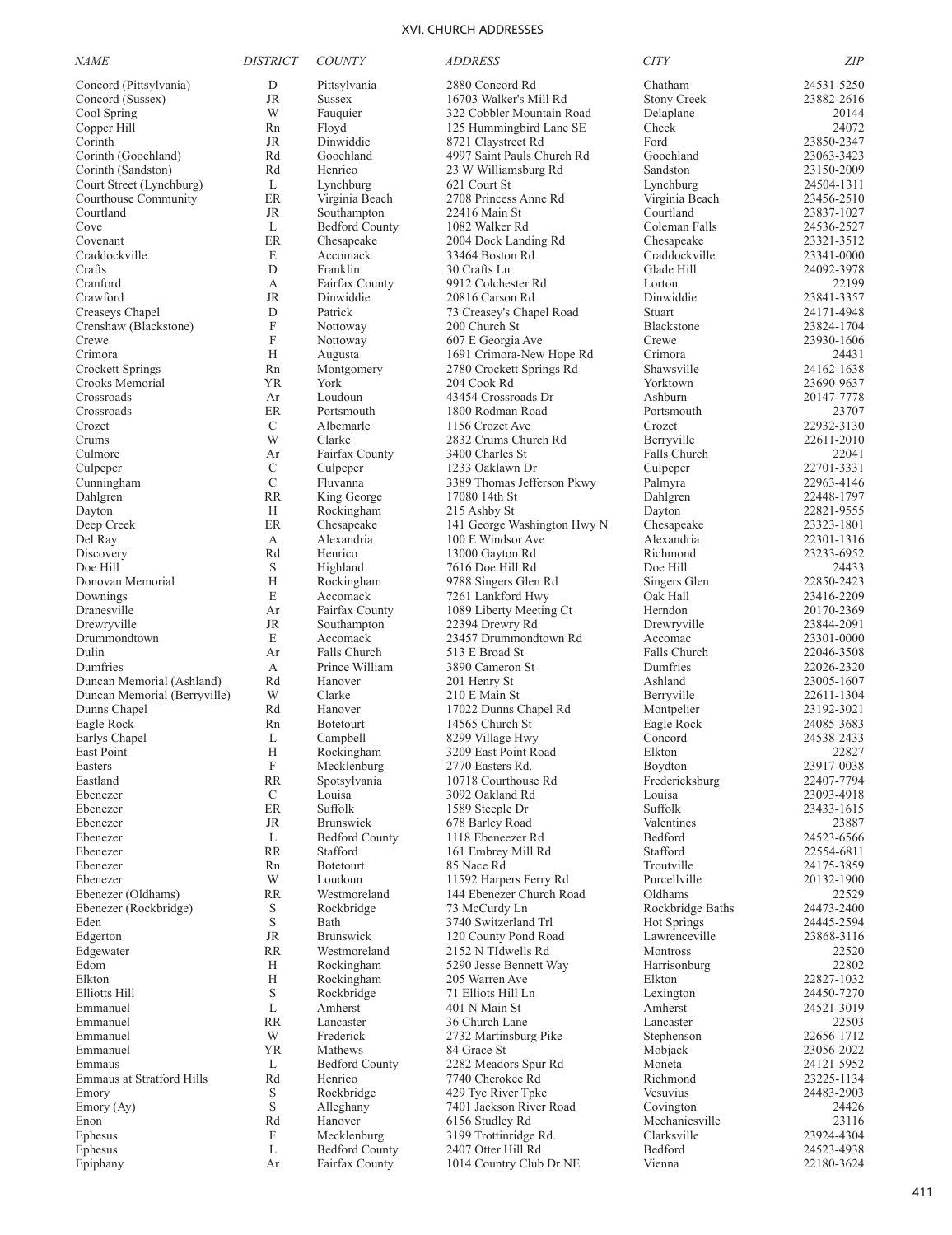## XVI. CHURCH ADDRESSES

| NAME | DISTRICT | COUNTY | ADDRESS | CITY | ZIP |
|---|---|---|---|---|---|
| Concord (Pittsylvania) | D | Pittsylvania | 2880 Concord Rd | Chatham | 24531-5250 |
| Concord (Sussex) | JR | Sussex | 16703 Walker's Mill Rd | Stony Creek | 23882-2616 |
| Cool Spring | W | Fauquier | 322 Cobbler Mountain Road | Delaplane | 20144 |
| Copper Hill | Rn | Floyd | 125 Hummingbird Lane SE | Check | 24072 |
| Corinth | JR | Dinwiddie | 8721 Claystreet Rd | Ford | 23850-2347 |
| Corinth (Goochland) | Rd | Goochland | 4997 Saint Pauls Church Rd | Goochland | 23063-3423 |
| Corinth (Sandston) | Rd | Henrico | 23 W Williamsburg Rd | Sandston | 23150-2009 |
| Court Street (Lynchburg) | L | Lynchburg | 621 Court St | Lynchburg | 24504-1311 |
| Courthouse Community | ER | Virginia Beach | 2708 Princess Anne Rd | Virginia Beach | 23456-2510 |
| Courtland | JR | Southampton | 22416 Main St | Courtland | 23837-1027 |
| Cove | L | Bedford County | 1082 Walker Rd | Coleman Falls | 24536-2527 |
| Covenant | ER | Chesapeake | 2004 Dock Landing Rd | Chesapeake | 23321-3512 |
| Craddockville | E | Accomack | 33464 Boston Rd | Craddockville | 23341-0000 |
| Crafts | D | Franklin | 30 Crafts Ln | Glade Hill | 24092-3978 |
| Cranford | A | Fairfax County | 9912 Colchester Rd | Lorton | 22199 |
| Crawford | JR | Dinwiddie | 20816 Carson Rd | Dinwiddie | 23841-3357 |
| Creaseys Chapel | D | Patrick | 73 Creasey's Chapel Road | Stuart | 24171-4948 |
| Crenshaw (Blackstone) | F | Nottoway | 200 Church St | Blackstone | 23824-1704 |
| Crewe | F | Nottoway | 607 E Georgia Ave | Crewe | 23930-1606 |
| Crimora | H | Augusta | 1691 Crimora-New Hope Rd | Crimora | 24431 |
| Crockett Springs | Rn | Montgomery | 2780 Crockett Springs Rd | Shawsville | 24162-1638 |
| Crooks Memorial | YR | York | 204 Cook Rd | Yorktown | 23690-9637 |
| Crossroads | Ar | Loudoun | 43454 Crossroads Dr | Ashburn | 20147-7778 |
| Crossroads | ER | Portsmouth | 1800 Rodman Road | Portsmouth | 23707 |
| Crozet | C | Albemarle | 1156 Crozet Ave | Crozet | 22932-3130 |
| Crums | W | Clarke | 2832 Crums Church Rd | Berryville | 22611-2010 |
| Culmore | Ar | Fairfax County | 3400 Charles St | Falls Church | 22041 |
| Culpeper | C | Culpeper | 1233 Oaklawn Dr | Culpeper | 22701-3331 |
| Cunningham | C | Fluvanna | 3389 Thomas Jefferson Pkwy | Palmyra | 22963-4146 |
| Dahlgren | RR | King George | 17080 14th St | Dahlgren | 22448-1797 |
| Dayton | H | Rockingham | 215 Ashby St | Dayton | 22821-9555 |
| Deep Creek | ER | Chesapeake | 141 George Washington Hwy N | Chesapeake | 23323-1801 |
| Del Ray | A | Alexandria | 100 E Windsor Ave | Alexandria | 22301-1316 |
| Discovery | Rd | Henrico | 13000 Gayton Rd | Richmond | 23233-6952 |
| Doe Hill | S | Highland | 7616 Doe Hill Rd | Doe Hill | 24433 |
| Donovan Memorial | H | Rockingham | 9788 Singers Glen Rd | Singers Glen | 22850-2423 |
| Downings | E | Accomack | 7261 Lankford Hwy | Oak Hall | 23416-2209 |
| Dranesville | Ar | Fairfax County | 1089 Liberty Meeting Ct | Herndon | 20170-2369 |
| Drewryville | JR | Southampton | 22394 Drewry Rd | Drewryville | 23844-2091 |
| Drummondtown | E | Accomack | 23457 Drummondtown Rd | Accomac | 23301-0000 |
| Dulin | Ar | Falls Church | 513 E Broad St | Falls Church | 22046-3508 |
| Dumfries | A | Prince William | 3890 Cameron St | Dumfries | 22026-2320 |
| Duncan Memorial (Ashland) | Rd | Hanover | 201 Henry St | Ashland | 23005-1607 |
| Duncan Memorial (Berryville) | W | Clarke | 210 E Main St | Berryville | 22611-1304 |
| Dunns Chapel | Rd | Hanover | 17022 Dunns Chapel Rd | Montpelier | 23192-3021 |
| Eagle Rock | Rn | Botetourt | 14565 Church St | Eagle Rock | 24085-3683 |
| Earlys Chapel | L | Campbell | 8299 Village Hwy | Concord | 24538-2433 |
| East Point | H | Rockingham | 3209 East Point Road | Elkton | 22827 |
| Easters | F | Mecklenburg | 2770 Easters Rd. | Boydton | 23917-0038 |
| Eastland | RR | Spotsylvania | 10718 Courthouse Rd | Fredericksburg | 22407-7794 |
| Ebenezer | C | Louisa | 3092 Oakland Rd | Louisa | 23093-4918 |
| Ebenezer | ER | Suffolk | 1589 Steeple Dr | Suffolk | 23433-1615 |
| Ebenezer | JR | Brunswick | 678 Barley Road | Valentines | 23887 |
| Ebenezer | L | Bedford County | 1118 Ebeneezer Rd | Bedford | 24523-6566 |
| Ebenezer | RR | Stafford | 161 Embrey Mill Rd | Stafford | 22554-6811 |
| Ebenezer | Rn | Botetourt | 85 Nace Rd | Troutville | 24175-3859 |
| Ebenezer | W | Loudoun | 11592 Harpers Ferry Rd | Purcellville | 20132-1900 |
| Ebenezer (Oldhams) | RR | Westmoreland | 144 Ebenezer Church Road | Oldhams | 22529 |
| Ebenezer (Rockbridge) | S | Rockbridge | 73 McCurdy Ln | Rockbridge Baths | 24473-2400 |
| Eden | S | Bath | 3740 Switzerland Trl | Hot Springs | 24445-2594 |
| Edgerton | JR | Brunswick | 120 County Pond Road | Lawrenceville | 23868-3116 |
| Edgewater | RR | Westmoreland | 2152 N TIdwells Rd | Montross | 22520 |
| Edom | H | Rockingham | 5290 Jesse Bennett Way | Harrisonburg | 22802 |
| Elkton | H | Rockingham | 205 Warren Ave | Elkton | 22827-1032 |
| Elliotts Hill | S | Rockbridge | 71 Elliots Hill Ln | Lexington | 24450-7270 |
| Emmanuel | L | Amherst | 401 N Main St | Amherst | 24521-3019 |
| Emmanuel | RR | Lancaster | 36 Church Lane | Lancaster | 22503 |
| Emmanuel | W | Frederick | 2732 Martinsburg Pike | Stephenson | 22656-1712 |
| Emmanuel | YR | Mathews | 84 Grace St | Mobjack | 23056-2022 |
| Emmaus | L | Bedford County | 2282 Meadors Spur Rd | Moneta | 24121-5952 |
| Emmaus at Stratford Hills | Rd | Henrico | 7740 Cherokee Rd | Richmond | 23225-1134 |
| Emory | S | Rockbridge | 429 Tye River Tpke | Vesuvius | 24483-2903 |
| Emory (Ay) | S | Alleghany | 7401 Jackson River Road | Covington | 24426 |
| Enon | Rd | Hanover | 6156 Studley Rd | Mechanicsville | 23116 |
| Ephesus | F | Mecklenburg | 3199 Trottinridge Rd. | Clarksville | 23924-4304 |
| Ephesus | L | Bedford County | 2407 Otter Hill Rd | Bedford | 24523-4938 |
| Epiphany | Ar | Fairfax County | 1014 Country Club Dr NE | Vienna | 22180-3624 |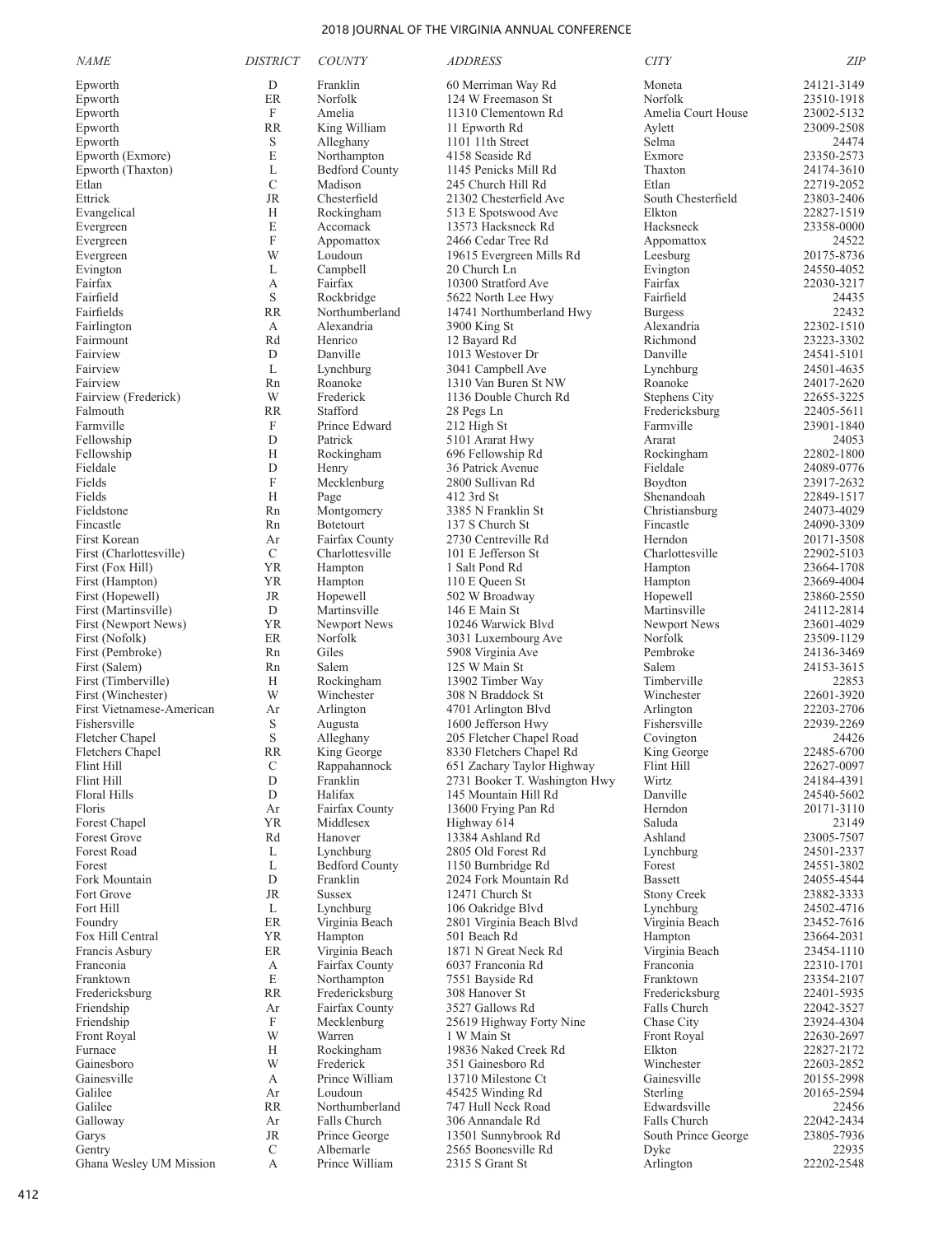| NAME | DISTRICT | COUNTY | ADDRESS | CITY | ZIP |
|---|---|---|---|---|---|
| Epworth | D | Franklin | 60 Merriman Way Rd | Moneta | 24121-3149 |
| Epworth | ER | Norfolk | 124 W Freemason St | Norfolk | 23510-1918 |
| Epworth | F | Amelia | 11310 Clementown Rd | Amelia Court House | 23002-5132 |
| Epworth | RR | King William | 11 Epworth Rd | Aylett | 23009-2508 |
| Epworth | S | Alleghany | 1101 11th Street | Selma | 24474 |
| Epworth (Exmore) | E | Northampton | 4158 Seaside Rd | Exmore | 23350-2573 |
| Epworth (Thaxton) | L | Bedford County | 1145 Penicks Mill Rd | Thaxton | 24174-3610 |
| Etlan | C | Madison | 245 Church Hill Rd | Etlan | 22719-2052 |
| Ettrick | JR | Chesterfield | 21302 Chesterfield Ave | South Chesterfield | 23803-2406 |
| Evangelical | H | Rockingham | 513 E Spotswood Ave | Elkton | 22827-1519 |
| Evergreen | E | Accomack | 13573 Hacksneck Rd | Hacksneck | 23358-0000 |
| Evergreen | F | Appomattox | 2466 Cedar Tree Rd | Appomattox | 24522 |
| Evergreen | W | Loudoun | 19615 Evergreen Mills Rd | Leesburg | 20175-8736 |
| Evington | L | Campbell | 20 Church Ln | Evington | 24550-4052 |
| Fairfax | A | Fairfax | 10300 Stratford Ave | Fairfax | 22030-3217 |
| Fairfield | S | Rockbridge | 5622 North Lee Hwy | Fairfield | 24435 |
| Fairfields | RR | Northumberland | 14741 Northumberland Hwy | Burgess | 22432 |
| Fairlington | A | Alexandria | 3900 King St | Alexandria | 22302-1510 |
| Fairmount | Rd | Henrico | 12 Bayard Rd | Richmond | 23223-3302 |
| Fairview | D | Danville | 1013 Westover Dr | Danville | 24541-5101 |
| Fairview | L | Lynchburg | 3041 Campbell Ave | Lynchburg | 24501-4635 |
| Fairview | Rn | Roanoke | 1310 Van Buren St NW | Roanoke | 24017-2620 |
| Fairview (Frederick) | W | Frederick | 1136 Double Church Rd | Stephens City | 22655-3225 |
| Falmouth | RR | Stafford | 28 Pegs Ln | Fredericksburg | 22405-5611 |
| Farmville | F | Prince Edward | 212 High St | Farmville | 23901-1840 |
| Fellowship | D | Patrick | 5101 Ararat Hwy | Ararat | 24053 |
| Fellowship | H | Rockingham | 696 Fellowship Rd | Rockingham | 22802-1800 |
| Fieldale | D | Henry | 36 Patrick Avenue | Fieldale | 24089-0776 |
| Fields | F | Mecklenburg | 2800 Sullivan Rd | Boydton | 23917-2632 |
| Fields | H | Page | 412 3rd St | Shenandoah | 22849-1517 |
| Fieldstone | Rn | Montgomery | 3385 N Franklin St | Christiansburg | 24073-4029 |
| Fincastle | Rn | Botetourt | 137 S Church St | Fincastle | 24090-3309 |
| First Korean | Ar | Fairfax County | 2730 Centreville Rd | Herndon | 20171-3508 |
| First (Charlottesville) | C | Charlottesville | 101 E Jefferson St | Charlottesville | 22902-5103 |
| First (Fox Hill) | YR | Hampton | 1 Salt Pond Rd | Hampton | 23664-1708 |
| First (Hampton) | YR | Hampton | 110 E Queen St | Hampton | 23669-4004 |
| First (Hopewell) | JR | Hopewell | 502 W Broadway | Hopewell | 23860-2550 |
| First (Martinsville) | D | Martinsville | 146 E Main St | Martinsville | 24112-2814 |
| First (Newport News) | YR | Newport News | 10246 Warwick Blvd | Newport News | 23601-4029 |
| First (Nofolk) | ER | Norfolk | 3031 Luxembourg Ave | Norfolk | 23509-1129 |
| First (Pembroke) | Rn | Giles | 5908 Virginia Ave | Pembroke | 24136-3469 |
| First (Salem) | Rn | Salem | 125 W Main St | Salem | 24153-3615 |
| First (Timberville) | H | Rockingham | 13902 Timber Way | Timberville | 22853 |
| First (Winchester) | W | Winchester | 308 N Braddock St | Winchester | 22601-3920 |
| First Vietnamese-American | Ar | Arlington | 4701 Arlington Blvd | Arlington | 22203-2706 |
| Fishersville | S | Augusta | 1600 Jefferson Hwy | Fishersville | 22939-2269 |
| Fletcher Chapel | S | Alleghany | 205 Fletcher Chapel Road | Covington | 24426 |
| Fletchers Chapel | RR | King George | 8330 Fletchers Chapel Rd | King George | 22485-6700 |
| Flint Hill | C | Rappahannock | 651 Zachary Taylor Highway | Flint Hill | 22627-0097 |
| Flint Hill | D | Franklin | 2731 Booker T. Washington Hwy | Wirtz | 24184-4391 |
| Floral Hills | D | Halifax | 145 Mountain Hill Rd | Danville | 24540-5602 |
| Floris | Ar | Fairfax County | 13600 Frying Pan Rd | Herndon | 20171-3110 |
| Forest Chapel | YR | Middlesex | Highway 614 | Saluda | 23149 |
| Forest Grove | Rd | Hanover | 13384 Ashland Rd | Ashland | 23005-7507 |
| Forest Road | L | Lynchburg | 2805 Old Forest Rd | Lynchburg | 24501-2337 |
| Forest | L | Bedford County | 1150 Burnbridge Rd | Forest | 24551-3802 |
| Fork Mountain | D | Franklin | 2024 Fork Mountain Rd | Bassett | 24055-4544 |
| Fort Grove | JR | Sussex | 12471 Church St | Stony Creek | 23882-3333 |
| Fort Hill | L | Lynchburg | 106 Oakridge Blvd | Lynchburg | 24502-4716 |
| Foundry | ER | Virginia Beach | 2801 Virginia Beach Blvd | Virginia Beach | 23452-7616 |
| Fox Hill Central | YR | Hampton | 501 Beach Rd | Hampton | 23664-2031 |
| Francis Asbury | ER | Virginia Beach | 1871 N Great Neck Rd | Virginia Beach | 23454-1110 |
| Franconia | A | Fairfax County | 6037 Franconia Rd | Franconia | 22310-1701 |
| Franktown | E | Northampton | 7551 Bayside Rd | Franktown | 23354-2107 |
| Fredericksburg | RR | Fredericksburg | 308 Hanover St | Fredericksburg | 22401-5935 |
| Friendship | Ar | Fairfax County | 3527 Gallows Rd | Falls Church | 22042-3527 |
| Friendship | F | Mecklenburg | 25619 Highway Forty Nine | Chase City | 23924-4304 |
| Front Royal | W | Warren | 1 W Main St | Front Royal | 22630-2697 |
| Furnace | H | Rockingham | 19836 Naked Creek Rd | Elkton | 22827-2172 |
| Gainesboro | W | Frederick | 351 Gainesboro Rd | Winchester | 22603-2852 |
| Gainesville | A | Prince William | 13710 Milestone Ct | Gainesville | 20155-2998 |
| Galilee | Ar | Loudoun | 45425 Winding Rd | Sterling | 20165-2594 |
| Galilee | RR | Northumberland | 747 Hull Neck Road | Edwardsville | 22456 |
| Galloway | Ar | Falls Church | 306 Annandale Rd | Falls Church | 22042-2434 |
| Garys | JR | Prince George | 13501 Sunnybrook Rd | South Prince George | 23805-7936 |
| Gentry | C | Albemarle | 2565 Boonesville Rd | Dyke | 22935 |
| Ghana Wesley UM Mission | A | Prince William | 2315 S Grant St | Arlington | 22202-2548 |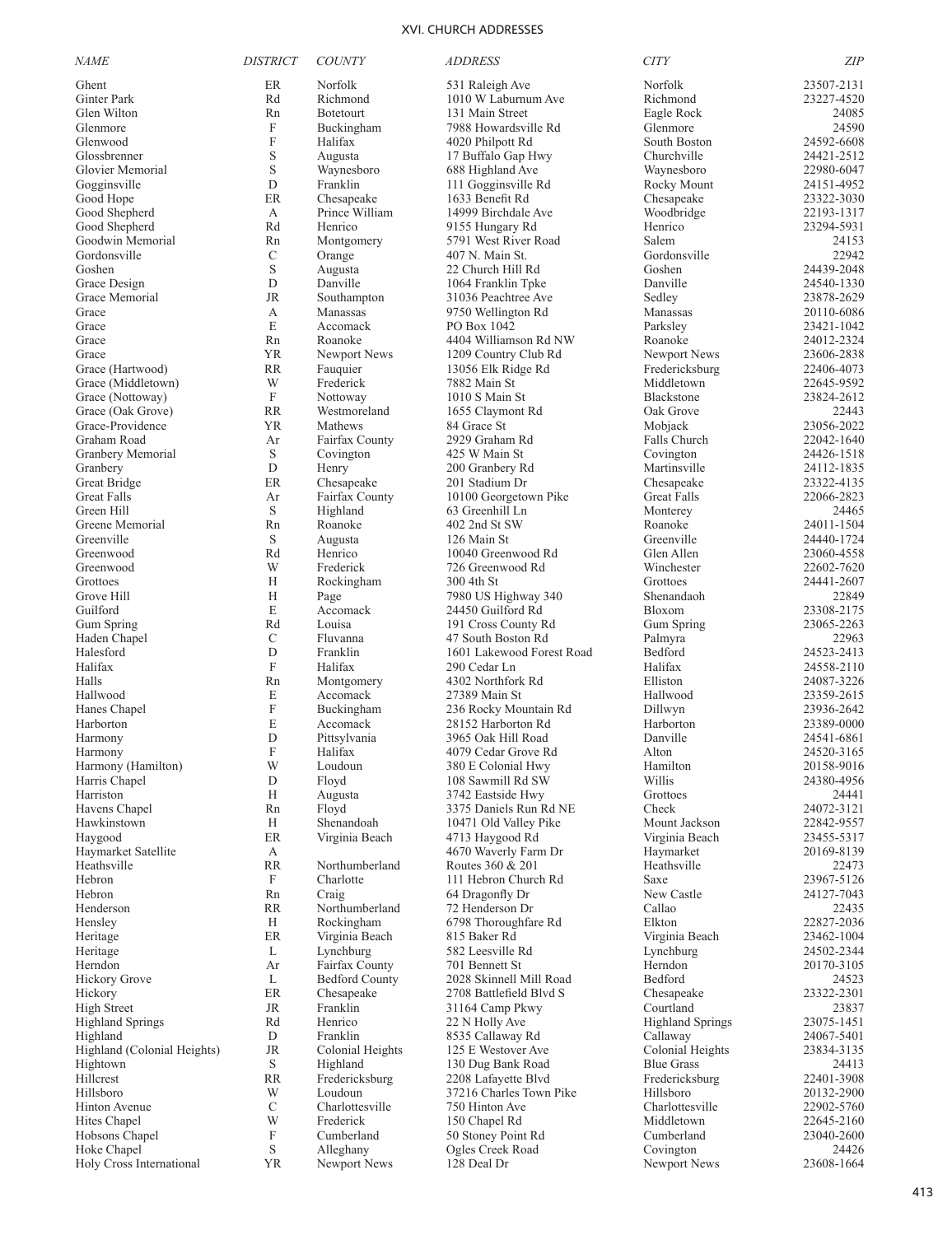## XVI. CHURCH ADDRESSES

| NAME | DISTRICT | COUNTY | ADDRESS | CITY | ZIP |
|---|---|---|---|---|---|
| Ghent | ER | Norfolk | 531 Raleigh Ave | Norfolk | 23507-2131 |
| Ginter Park | Rd | Richmond | 1010 W Laburnum Ave | Richmond | 23227-4520 |
| Glen Wilton | Rn | Botetourt | 131 Main Street | Eagle Rock | 24085 |
| Glenmore | F | Buckingham | 7988 Howardsville Rd | Glenmore | 24590 |
| Glenwood | F | Halifax | 4020 Philpott Rd | South Boston | 24592-6608 |
| Glossbrenner | S | Augusta | 17 Buffalo Gap Hwy | Churchville | 24421-2512 |
| Glovier Memorial | S | Waynesboro | 688 Highland Ave | Waynesboro | 22980-6047 |
| Gogginsville | D | Franklin | 111 Gogginsville Rd | Rocky Mount | 24151-4952 |
| Good Hope | ER | Chesapeake | 1633 Benefit Rd | Chesapeake | 23322-3030 |
| Good Shepherd | A | Prince William | 14999 Birchdale Ave | Woodbridge | 22193-1317 |
| Good Shepherd | Rd | Henrico | 9155 Hungary Rd | Henrico | 23294-5931 |
| Goodwin Memorial | Rn | Montgomery | 5791 West River Road | Salem | 24153 |
| Gordonsville | C | Orange | 407 N. Main St. | Gordonsville | 22942 |
| Goshen | S | Augusta | 22 Church Hill Rd | Goshen | 24439-2048 |
| Grace Design | D | Danville | 1064 Franklin Tpke | Danville | 24540-1330 |
| Grace Memorial | JR | Southampton | 31036 Peachtree Ave | Sedley | 23878-2629 |
| Grace | A | Manassas | 9750 Wellington Rd | Manassas | 20110-6086 |
| Grace | E | Accomack | PO Box 1042 | Parksley | 23421-1042 |
| Grace | Rn | Roanoke | 4404 Williamson Rd NW | Roanoke | 24012-2324 |
| Grace | YR | Newport News | 1209 Country Club Rd | Newport News | 23606-2838 |
| Grace (Hartwood) | RR | Fauquier | 13056 Elk Ridge Rd | Fredericksburg | 22406-4073 |
| Grace (Middletown) | W | Frederick | 7882 Main St | Middletown | 22645-9592 |
| Grace (Nottoway) | F | Nottoway | 1010 S Main St | Blackstone | 23824-2612 |
| Grace (Oak Grove) | RR | Westmoreland | 1655 Claymont Rd | Oak Grove | 22443 |
| Grace-Providence | YR | Mathews | 84 Grace St | Mobjack | 23056-2022 |
| Graham Road | Ar | Fairfax County | 2929 Graham Rd | Falls Church | 22042-1640 |
| Granbery Memorial | S | Covington | 425 W Main St | Covington | 24426-1518 |
| Granbery | D | Henry | 200 Granbery Rd | Martinsville | 24112-1835 |
| Great Bridge | ER | Chesapeake | 201 Stadium Dr | Chesapeake | 23322-4135 |
| Great Falls | Ar | Fairfax County | 10100 Georgetown Pike | Great Falls | 22066-2823 |
| Green Hill | S | Highland | 63 Greenhill Ln | Monterey | 24465 |
| Greene Memorial | Rn | Roanoke | 402 2nd St SW | Roanoke | 24011-1504 |
| Greenville | S | Augusta | 126 Main St | Greenville | 24440-1724 |
| Greenwood | Rd | Henrico | 10040 Greenwood Rd | Glen Allen | 23060-4558 |
| Greenwood | W | Frederick | 726 Greenwood Rd | Winchester | 22602-7620 |
| Grottoes | H | Rockingham | 300 4th St | Grottoes | 24441-2607 |
| Grove Hill | H | Page | 7980 US Highway 340 | Shenandaoh | 22849 |
| Guilford | E | Accomack | 24450 Guilford Rd | Bloxom | 23308-2175 |
| Gum Spring | Rd | Louisa | 191 Cross County Rd | Gum Spring | 23065-2263 |
| Haden Chapel | C | Fluvanna | 47 South Boston Rd | Palmyra | 22963 |
| Halesford | D | Franklin | 1601 Lakewood Forest Road | Bedford | 24523-2413 |
| Halifax | F | Halifax | 290 Cedar Ln | Halifax | 24558-2110 |
| Halls | Rn | Montgomery | 4302 Northfork Rd | Elliston | 24087-3226 |
| Hallwood | E | Accomack | 27389 Main St | Hallwood | 23359-2615 |
| Hanes Chapel | F | Buckingham | 236 Rocky Mountain Rd | Dillwyn | 23936-2642 |
| Harborton | E | Accomack | 28152 Harborton Rd | Harborton | 23389-0000 |
| Harmony | D | Pittsylvania | 3965 Oak Hill Road | Danville | 24541-6861 |
| Harmony | F | Halifax | 4079 Cedar Grove Rd | Alton | 24520-3165 |
| Harmony (Hamilton) | W | Loudoun | 380 E Colonial Hwy | Hamilton | 20158-9016 |
| Harris Chapel | D | Floyd | 108 Sawmill Rd SW | Willis | 24380-4956 |
| Harriston | H | Augusta | 3742 Eastside Hwy | Grottoes | 24441 |
| Havens Chapel | Rn | Floyd | 3375 Daniels Run Rd NE | Check | 24072-3121 |
| Hawkinstown | H | Shenandoah | 10471 Old Valley Pike | Mount Jackson | 22842-9557 |
| Haygood | ER | Virginia Beach | 4713 Haygood Rd | Virginia Beach | 23455-5317 |
| Haymarket Satellite | A | | 4670 Waverly Farm Dr | Haymarket | 20169-8139 |
| Heathsville | RR | Northumberland | Routes 360 & 201 | Heathsville | 22473 |
| Hebron | F | Charlotte | 111 Hebron Church Rd | Saxe | 23967-5126 |
| Hebron | Rn | Craig | 64 Dragonfly Dr | New Castle | 24127-7043 |
| Henderson | RR | Northumberland | 72 Henderson Dr | Callao | 22435 |
| Hensley | H | Rockingham | 6798 Thoroughfare Rd | Elkton | 22827-2036 |
| Heritage | ER | Virginia Beach | 815 Baker Rd | Virginia Beach | 23462-1004 |
| Heritage | L | Lynchburg | 582 Leesville Rd | Lynchburg | 24502-2344 |
| Herndon | Ar | Fairfax County | 701 Bennett St | Herndon | 20170-3105 |
| Hickory Grove | L | Bedford County | 2028 Skinnell Mill Road | Bedford | 24523 |
| Hickory | ER | Chesapeake | 2708 Battlefield Blvd S | Chesapeake | 23322-2301 |
| High Street | JR | Franklin | 31164 Camp Pkwy | Courtland | 23837 |
| Highland Springs | Rd | Henrico | 22 N Holly Ave | Highland Springs | 23075-1451 |
| Highland | D | Franklin | 8535 Callaway Rd | Callaway | 24067-5401 |
| Highland (Colonial Heights) | JR | Colonial Heights | 125 E Westover Ave | Colonial Heights | 23834-3135 |
| Hightown | S | Highland | 130 Dug Bank Road | Blue Grass | 24413 |
| Hillcrest | RR | Fredericksburg | 2208 Lafayette Blvd | Fredericksburg | 22401-3908 |
| Hillsboro | W | Loudoun | 37216 Charles Town Pike | Hillsboro | 20132-2900 |
| Hinton Avenue | C | Charlottesville | 750 Hinton Ave | Charlottesville | 22902-5760 |
| Hites Chapel | W | Frederick | 150 Chapel Rd | Middletown | 22645-2160 |
| Hobsons Chapel | F | Cumberland | 50 Stoney Point Rd | Cumberland | 23040-2600 |
| Hoke Chapel | S | Alleghany | Ogles Creek Road | Covington | 24426 |
| Holy Cross International | YR | Newport News | 128 Deal Dr | Newport News | 23608-1664 |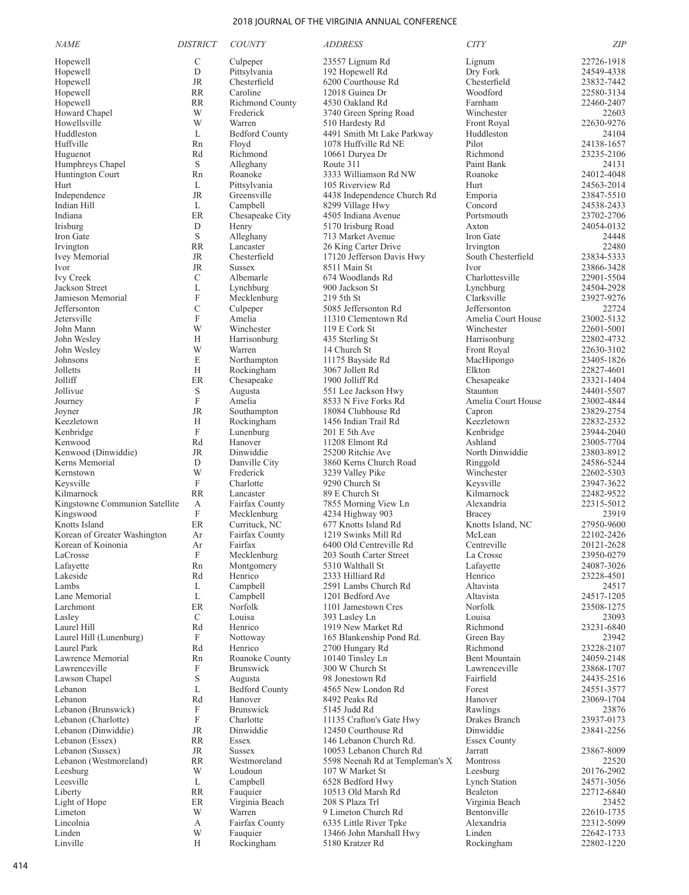| NAME | DISTRICT | COUNTY | ADDRESS | CITY | ZIP |
|---|---|---|---|---|---|
| Hopewell | C | Culpeper | 23557 Lignum Rd | Lignum | 22726-1918 |
| Hopewell | D | Pittsylvania | 192 Hopewell Rd | Dry Fork | 24549-4338 |
| Hopewell | JR | Chesterfield | 6200 Courthouse Rd | Chesterfield | 23832-7442 |
| Hopewell | RR | Caroline | 12018 Guinea Dr | Woodford | 22580-3134 |
| Hopewell | RR | Richmond County | 4530 Oakland Rd | Farnham | 22460-2407 |
| Howard Chapel | W | Frederick | 3740 Green Spring Road | Winchester | 22603 |
| Howellsville | W | Warren | 510 Hardesty Rd | Front Royal | 22630-9276 |
| Huddleston | L | Bedford County | 4491 Smith Mt Lake Parkway | Huddleston | 24104 |
| Huffville | Rn | Floyd | 1078 Huffville Rd NE | Pilot | 24138-1657 |
| Huguenot | Rd | Richmond | 10661 Duryea Dr | Richmond | 23235-2106 |
| Humphreys Chapel | S | Alleghany | Route 311 | Paint Bank | 24131 |
| Huntington Court | Rn | Roanoke | 3333 Williamson Rd NW | Roanoke | 24012-4048 |
| Hurt | L | Pittsylvania | 105 Riverview Rd | Hurt | 24563-2014 |
| Independence | JR | Greensville | 4438 Independence Church Rd | Emporia | 23847-5510 |
| Indian Hill | L | Campbell | 8299 Village Hwy | Concord | 24538-2433 |
| Indiana | ER | Chesapeake City | 4505 Indiana Avenue | Portsmouth | 23702-2706 |
| Irisburg | D | Henry | 5170 Irisburg Road | Axton | 24054-0132 |
| Iron Gate | S | Alleghany | 713 Market Avenue | Iron Gate | 24448 |
| Irvington | RR | Lancaster | 26 King Carter Drive | Irvington | 22480 |
| Ivey Memorial | JR | Chesterfield | 17120 Jefferson Davis Hwy | South Chesterfield | 23834-5333 |
| Ivor | JR | Sussex | 8511 Main St | Ivor | 23866-3428 |
| Ivy Creek | C | Albemarle | 674 Woodlands Rd | Charlottesville | 22901-5504 |
| Jackson Street | L | Lynchburg | 900 Jackson St | Lynchburg | 24504-2928 |
| Jamieson Memorial | F | Mecklenburg | 219 5th St | Clarksville | 23927-9276 |
| Jeffersonton | C | Culpeper | 5085 Jeffersonton Rd | Jeffersonton | 22724 |
| Jetersville | F | Amelia | 11310 Clementown Rd | Amelia Court House | 23002-5132 |
| John Mann | W | Winchester | 119 E Cork St | Winchester | 22601-5001 |
| John Wesley | H | Harrisonburg | 435 Sterling St | Harrisonburg | 22802-4732 |
| John Wesley | W | Warren | 14 Church St | Front Royal | 22630-3102 |
| Johnsons | E | Northampton | 11175 Bayside Rd | MacHipongo | 23405-1826 |
| Jolletts | H | Rockingham | 3067 Jollett Rd | Elkton | 22827-4601 |
| Jolliff | ER | Chesapeake | 1900 Jolliff Rd | Chesapeake | 23321-1404 |
| Jollivue | S | Augusta | 551 Lee Jackson Hwy | Staunton | 24401-5507 |
| Journey | F | Amelia | 8533 N Five Forks Rd | Amelia Court House | 23002-4844 |
| Joyner | JR | Southampton | 18084 Clubhouse Rd | Capron | 23829-2754 |
| Keezletown | H | Rockingham | 1456 Indian Trail Rd | Keezletown | 22832-2332 |
| Kenbridge | F | Lunenburg | 201 E 5th Ave | Kenbridge | 23944-2040 |
| Kenwood | Rd | Hanover | 11208 Elmont Rd | Ashland | 23005-7704 |
| Kenwood (Dinwiddie) | JR | Dinwiddie | 25200 Ritchie Ave | North Dinwiddie | 23803-8912 |
| Kerns Memorial | D | Danville City | 3860 Kerns Church Road | Ringgold | 24586-5244 |
| Kernstown | W | Frederick | 3239 Valley Pike | Winchester | 22602-5303 |
| Keysville | F | Charlotte | 9290 Church St | Keysville | 23947-3622 |
| Kilmarnock | RR | Lancaster | 89 E Church St | Kilmarnock | 22482-9522 |
| Kingstowne Communion Satellite | A | Fairfax County | 7855 Morning View Ln | Alexandria | 22315-5012 |
| Kingswood | F | Mecklenburg | 4234 Highway 903 | Bracey | 23919 |
| Knotts Island | ER | Currituck, NC | 677 Knotts Island Rd | Knotts Island, NC | 27950-9600 |
| Korean of Greater Washington | Ar | Fairfax County | 1219 Swinks Mill Rd | McLean | 22102-2426 |
| Korean of Koinonia | Ar | Fairfax | 6400 Old Centreville Rd | Centreville | 20121-2628 |
| LaCrosse | F | Mecklenburg | 203 South Carter Street | La Crosse | 23950-0279 |
| Lafayette | Rn | Montgomery | 5310 Walthall St | Lafayette | 24087-3026 |
| Lakeside | Rd | Henrico | 2333 Hilliard Rd | Henrico | 23228-4501 |
| Lambs | L | Campbell | 2591 Lambs Church Rd | Altavista | 24517 |
| Lane Memorial | L | Campbell | 1201 Bedford Ave | Altavista | 24517-1205 |
| Larchmont | ER | Norfolk | 1101 Jamestown Cres | Norfolk | 23508-1275 |
| Lasley | C | Louisa | 393 Lasley Ln | Louisa | 23093 |
| Laurel Hill | Rd | Henrico | 1919 New Market Rd | Richmond | 23231-6840 |
| Laurel Hill (Lunenburg) | F | Nottoway | 165 Blankenship Pond Rd. | Green Bay | 23942 |
| Laurel Park | Rd | Henrico | 2700 Hungary Rd | Richmond | 23228-2107 |
| Lawrence Memorial | Rn | Roanoke County | 10140 Tinsley Ln | Bent Mountain | 24059-2148 |
| Lawrenceville | F | Brunswick | 300 W Church St | Lawrenceville | 23868-1707 |
| Lawson Chapel | S | Augusta | 98 Jonestown Rd | Fairfield | 24435-2516 |
| Lebanon | L | Bedford County | 4565 New London Rd | Forest | 24551-3577 |
| Lebanon | Rd | Hanover | 8492 Peaks Rd | Hanover | 23069-1704 |
| Lebanon (Brunswick) | F | Brunswick | 5145 Judd Rd | Rawlings | 23876 |
| Lebanon (Charlotte) | F | Charlotte | 11135 Crafton's Gate Hwy | Drakes Branch | 23937-0173 |
| Lebanon (Dinwiddie) | JR | Dinwiddie | 12450 Courthouse Rd | Dinwiddie | 23841-2256 |
| Lebanon (Essex) | RR | Essex | 146 Lebanon Church Rd. | Essex County | |
| Lebanon (Sussex) | JR | Sussex | 10053 Lebanon Church Rd | Jarratt | 23867-8009 |
| Lebanon (Westmoreland) | RR | Westmoreland | 5598 Neenah Rd at Templeman's X | Montross | 22520 |
| Leesburg | W | Loudoun | 107 W Market St | Leesburg | 20176-2902 |
| Leesville | L | Campbell | 6528 Bedford Hwy | Lynch Station | 24571-3056 |
| Liberty | RR | Fauquier | 10513 Old Marsh Rd | Bealeton | 22712-6840 |
| Light of Hope | ER | Virginia Beach | 208 S Plaza Trl | Virginia Beach | 23452 |
| Limeton | W | Warren | 9 Limeton Church Rd | Bentonville | 22610-1735 |
| Lincolnia | A | Fairfax County | 6335 Little River Tpke | Alexandria | 22312-5099 |
| Linden | W | Fauquier | 13466 John Marshall Hwy | Linden | 22642-1733 |
| Linville | H | Rockingham | 5180 Kratzer Rd | Rockingham | 22802-1220 |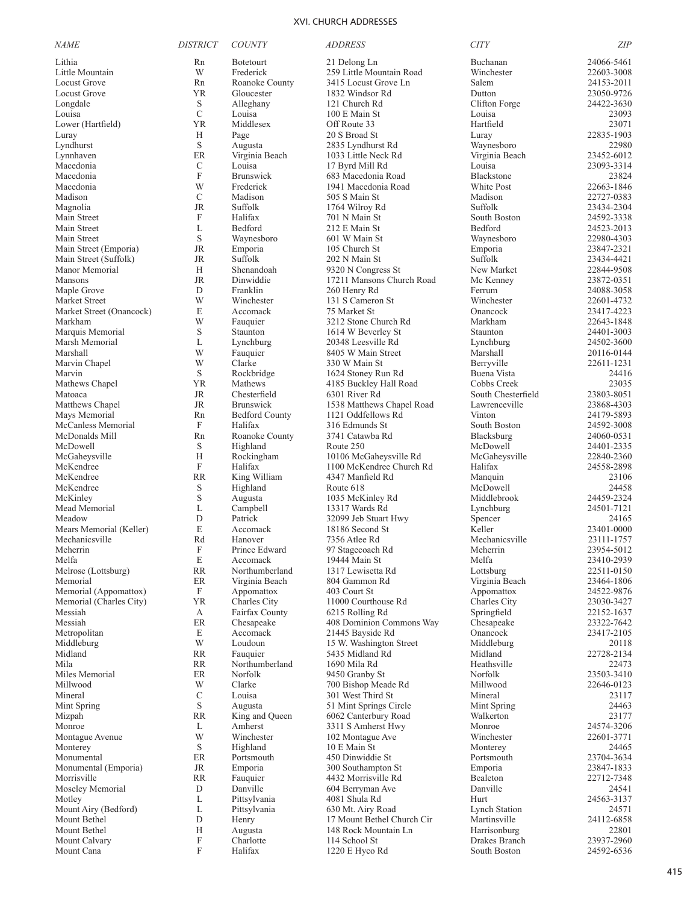| NAME | DISTRICT | COUNTY | ADDRESS | CITY | ZIP |
|---|---|---|---|---|---|
| Lithia | Rn | Botetourt | 21 Delong Ln | Buchanan | 24066-5461 |
| Little Mountain | W | Frederick | 259 Little Mountain Road | Winchester | 22603-3008 |
| Locust Grove | Rn | Roanoke County | 3415 Locust Grove Ln | Salem | 24153-2011 |
| Locust Grove | YR | Gloucester | 1832 Windsor Rd | Dutton | 23050-9726 |
| Longdale | S | Alleghany | 121 Church Rd | Clifton Forge | 24422-3630 |
| Louisa | C | Louisa | 100 E Main St | Louisa | 23093 |
| Lower (Hartfield) | YR | Middlesex | Off Route 33 | Hartfield | 23071 |
| Luray | H | Page | 20 S Broad St | Luray | 22835-1903 |
| Lyndhurst | S | Augusta | 2835 Lyndhurst Rd | Waynesboro | 22980 |
| Lynnhaven | ER | Virginia Beach | 1033 Little Neck Rd | Virginia Beach | 23452-6012 |
| Macedonia | C | Louisa | 17 Byrd Mill Rd | Louisa | 23093-3314 |
| Macedonia | F | Brunswick | 683 Macedonia Road | Blackstone | 23824 |
| Macedonia | W | Frederick | 1941 Macedonia Road | White Post | 22663-1846 |
| Madison | C | Madison | 505 S Main St | Madison | 22727-0383 |
| Magnolia | JR | Suffolk | 1764 Wilroy Rd | Suffolk | 23434-2304 |
| Main Street | F | Halifax | 701 N Main St | South Boston | 24592-3338 |
| Main Street | L | Bedford | 212 E Main St | Bedford | 24523-2013 |
| Main Street | S | Waynesboro | 601 W Main St | Waynesboro | 22980-4303 |
| Main Street (Emporia) | JR | Emporia | 105 Church St | Emporia | 23847-2321 |
| Main Street (Suffolk) | JR | Suffolk | 202 N Main St | Suffolk | 23434-4421 |
| Manor Memorial | H | Shenandoah | 9320 N Congress St | New Market | 22844-9508 |
| Mansons | JR | Dinwiddie | 17211 Mansons Church Road | Mc Kenney | 23872-0351 |
| Maple Grove | D | Franklin | 260 Henry Rd | Ferrum | 24088-3058 |
| Market Street | W | Winchester | 131 S Cameron St | Winchester | 22601-4732 |
| Market Street (Onancock) | E | Accomack | 75 Market St | Onancock | 23417-4223 |
| Markham | W | Fauquier | 3212 Stone Church Rd | Markham | 22643-1848 |
| Marquis Memorial | S | Staunton | 1614 W Beverley St | Staunton | 24401-3003 |
| Marsh Memorial | L | Lynchburg | 20348 Leesville Rd | Lynchburg | 24502-3600 |
| Marshall | W | Fauquier | 8405 W Main Street | Marshall | 20116-0144 |
| Marvin Chapel | W | Clarke | 330 W Main St | Berryville | 22611-1231 |
| Marvin | S | Rockbridge | 1624 Stoney Run Rd | Buena Vista | 24416 |
| Mathews Chapel | YR | Mathews | 4185 Buckley Hall Road | Cobbs Creek | 23035 |
| Matoaca | JR | Chesterfield | 6301 River Rd | South Chesterfield | 23803-8051 |
| Matthews Chapel | JR | Brunswick | 1538 Matthews Chapel Road | Lawrenceville | 23868-4303 |
| Mays Memorial | Rn | Bedford County | 1121 Oddfellows Rd | Vinton | 24179-5893 |
| McCanless Memorial | F | Halifax | 316 Edmunds St | South Boston | 24592-3008 |
| McDonalds Mill | Rn | Roanoke County | 3741 Catawba Rd | Blacksburg | 24060-0531 |
| McDowell | S | Highland | Route 250 | McDowell | 24401-2335 |
| McGaheysville | H | Rockingham | 10106 McGaheysville Rd | McGaheysville | 22840-2360 |
| McKendree | F | Halifax | 1100 McKendree Church Rd | Halifax | 24558-2898 |
| McKendree | RR | King William | 4347 Manfield Rd | Manquin | 23106 |
| McKendree | S | Highland | Route 618 | McDowell | 24458 |
| McKinley | S | Augusta | 1035 McKinley Rd | Middlebrook | 24459-2324 |
| Mead Memorial | L | Campbell | 13317 Wards Rd | Lynchburg | 24501-7121 |
| Meadow | D | Patrick | 32099 Jeb Stuart Hwy | Spencer | 24165 |
| Mears Memorial (Keller) | E | Accomack | 18186 Second St | Keller | 23401-0000 |
| Mechanicsville | Rd | Hanover | 7356 Atlee Rd | Mechanicsville | 23111-1757 |
| Meherrin | F | Prince Edward | 97 Stagecoach Rd | Meherrin | 23954-5012 |
| Melfa | E | Accomack | 19444 Main St | Melfa | 23410-2939 |
| Melrose (Lottsburg) | RR | Northumberland | 1317 Lewisetta Rd | Lottsburg | 22511-0150 |
| Memorial | ER | Virginia Beach | 804 Gammon Rd | Virginia Beach | 23464-1806 |
| Memorial (Appomattox) | F | Appomattox | 403 Court St | Appomattox | 24522-9876 |
| Memorial (Charles City) | YR | Charles City | 11000 Courthouse Rd | Charles City | 23030-3427 |
| Messiah | A | Fairfax County | 6215 Rolling Rd | Springfield | 22152-1637 |
| Messiah | ER | Chesapeake | 408 Dominion Commons Way | Chesapeake | 23322-7642 |
| Metropolitan | E | Accomack | 21445 Bayside Rd | Onancock | 23417-2105 |
| Middleburg | W | Loudoun | 15 W. Washington Street | Middleburg | 20118 |
| Midland | RR | Fauquier | 5435 Midland Rd | Midland | 22728-2134 |
| Mila | RR | Northumberland | 1690 Mila Rd | Heathsville | 22473 |
| Miles Memorial | ER | Norfolk | 9450 Granby St | Norfolk | 23503-3410 |
| Millwood | W | Clarke | 700 Bishop Meade Rd | Millwood | 22646-0123 |
| Mineral | C | Louisa | 301 West Third St | Mineral | 23117 |
| Mint Spring | S | Augusta | 51 Mint Springs Circle | Mint Spring | 24463 |
| Mizpah | RR | King and Queen | 6062 Canterbury Road | Walkerton | 23177 |
| Monroe | L | Amherst | 3311 S Amherst Hwy | Monroe | 24574-3206 |
| Montague Avenue | W | Winchester | 102 Montague Ave | Winchester | 22601-3771 |
| Monterey | S | Highland | 10 E Main St | Monterey | 24465 |
| Monumental | ER | Portsmouth | 450 Dinwiddie St | Portsmouth | 23704-3634 |
| Monumental (Emporia) | JR | Emporia | 300 Southampton St | Emporia | 23847-1833 |
| Morrisville | RR | Fauquier | 4432 Morrisville Rd | Bealeton | 22712-7348 |
| Moseley Memorial | D | Danville | 604 Berryman Ave | Danville | 24541 |
| Motley | L | Pittsylvania | 4081 Shula Rd | Hurt | 24563-3137 |
| Mount Airy (Bedford) | L | Pittsylvania | 630 Mt. Airy Road | Lynch Station | 24571 |
| Mount Bethel | D | Henry | 17 Mount Bethel Church Cir | Martinsville | 24112-6858 |
| Mount Bethel | H | Augusta | 148 Rock Mountain Ln | Harrisonburg | 22801 |
| Mount Calvary | F | Charlotte | 114 School St | Drakes Branch | 23937-2960 |
| Mount Cana | F | Halifax | 1220 E Hyco Rd | South Boston | 24592-6536 |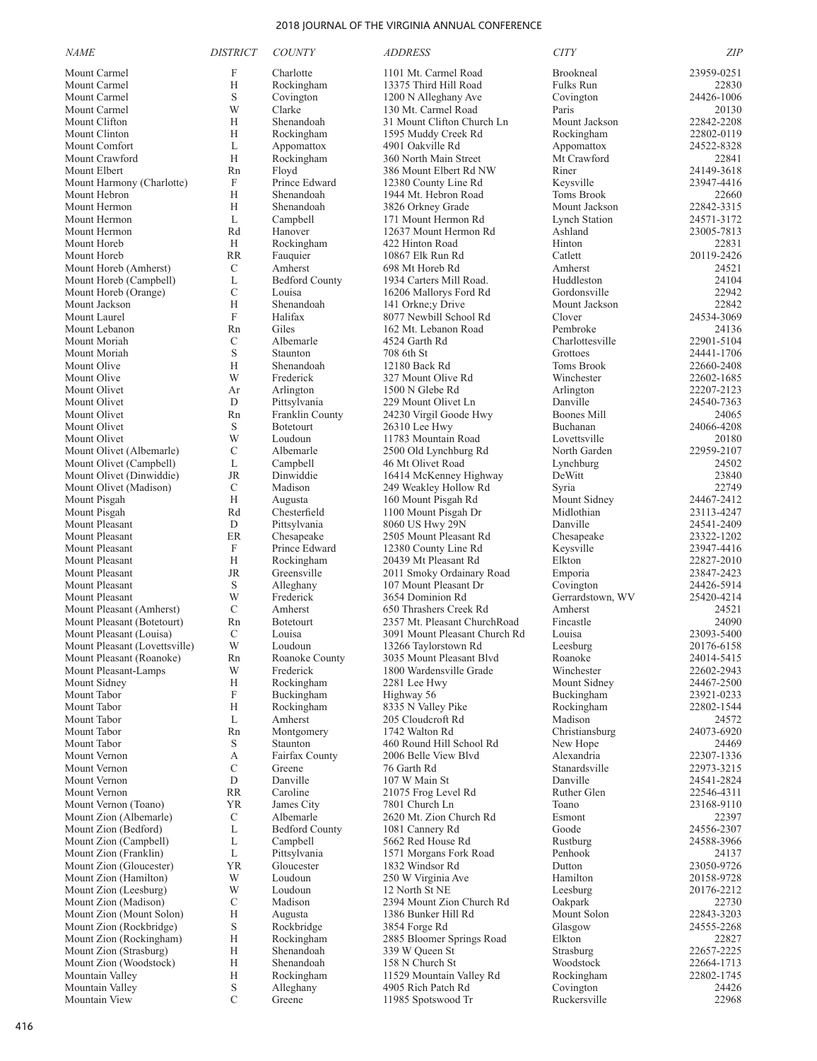| NAME | DISTRICT | COUNTY | ADDRESS | CITY | ZIP |
|---|---|---|---|---|---|
| Mount Carmel | F | Charlotte | 1101 Mt. Carmel Road | Brookneal | 23959-0251 |
| Mount Carmel | H | Rockingham | 13375 Third Hill Road | Fulks Run | 22830 |
| Mount Carmel | S | Covington | 1200 N Alleghany Ave | Covington | 24426-1006 |
| Mount Carmel | W | Clarke | 130 Mt. Carmel Road | Paris | 20130 |
| Mount Clifton | H | Shenandoah | 31 Mount Clifton Church Ln | Mount Jackson | 22842-2208 |
| Mount Clinton | H | Rockingham | 1595 Muddy Creek Rd | Rockingham | 22802-0119 |
| Mount Comfort | L | Appomattox | 4901 Oakville Rd | Appomattox | 24522-8328 |
| Mount Crawford | H | Rockingham | 360 North Main Street | Mt Crawford | 22841 |
| Mount Elbert | Rn | Floyd | 386 Mount Elbert Rd NW | Riner | 24149-3618 |
| Mount Harmony (Charlotte) | F | Prince Edward | 12380 County Line Rd | Keysville | 23947-4416 |
| Mount Hebron | H | Shenandoah | 1944 Mt. Hebron Road | Toms Brook | 22660 |
| Mount Hermon | H | Shenandoah | 3826 Orkney Grade | Mount Jackson | 22842-3315 |
| Mount Hermon | L | Campbell | 171 Mount Hermon Rd | Lynch Station | 24571-3172 |
| Mount Hermon | Rd | Hanover | 12637 Mount Hermon Rd | Ashland | 23005-7813 |
| Mount Horeb | H | Rockingham | 422 Hinton Road | Hinton | 22831 |
| Mount Horeb | RR | Fauquier | 10867 Elk Run Rd | Catlett | 20119-2426 |
| Mount Horeb (Amherst) | C | Amherst | 698 Mt Horeb Rd | Amherst | 24521 |
| Mount Horeb (Campbell) | L | Bedford County | 1934 Carters Mill Road. | Huddleston | 24104 |
| Mount Horeb (Orange) | C | Louisa | 16206 Mallorys Ford Rd | Gordonsville | 22942 |
| Mount Jackson | H | Shenandoah | 141 Orkne;y Drive | Mount Jackson | 22842 |
| Mount Laurel | F | Halifax | 8077 Newbill School Rd | Clover | 24534-3069 |
| Mount Lebanon | Rn | Giles | 162 Mt. Lebanon Road | Pembroke | 24136 |
| Mount Moriah | C | Albemarle | 4524 Garth Rd | Charlottesville | 22901-5104 |
| Mount Moriah | S | Staunton | 708 6th St | Grottoes | 24441-1706 |
| Mount Olive | H | Shenandoah | 12180 Back Rd | Toms Brook | 22660-2408 |
| Mount Olive | W | Frederick | 327 Mount Olive Rd | Winchester | 22602-1685 |
| Mount Olivet | Ar | Arlington | 1500 N Glebe Rd | Arlington | 22207-2123 |
| Mount Olivet | D | Pittsylvania | 229 Mount Olivet Ln | Danville | 24540-7363 |
| Mount Olivet | Rn | Franklin County | 24230 Virgil Goode Hwy | Boones Mill | 24065 |
| Mount Olivet | S | Botetourt | 26310 Lee Hwy | Buchanan | 24066-4208 |
| Mount Olivet | W | Loudoun | 11783 Mountain Road | Lovettsville | 20180 |
| Mount Olivet (Albemarle) | C | Albemarle | 2500 Old Lynchburg Rd | North Garden | 22959-2107 |
| Mount Olivet (Campbell) | L | Campbell | 46 Mt Olivet Road | Lynchburg | 24502 |
| Mount Olivet (Dinwiddie) | JR | Dinwiddie | 16414 McKenney Highway | DeWitt | 23840 |
| Mount Olivet (Madison) | C | Madison | 249 Weakley Hollow Rd | Syria | 22749 |
| Mount Pisgah | H | Augusta | 160 Mount Pisgah Rd | Mount Sidney | 24467-2412 |
| Mount Pisgah | Rd | Chesterfield | 1100 Mount Pisgah Dr | Midlothian | 23113-4247 |
| Mount Pleasant | D | Pittsylvania | 8060 US Hwy 29N | Danville | 24541-2409 |
| Mount Pleasant | ER | Chesapeake | 2505 Mount Pleasant Rd | Chesapeake | 23322-1202 |
| Mount Pleasant | F | Prince Edward | 12380 County Line Rd | Keysville | 23947-4416 |
| Mount Pleasant | H | Rockingham | 20439 Mt Pleasant Rd | Elkton | 22827-2010 |
| Mount Pleasant | JR | Greensville | 2011 Smoky Ordainary Road | Emporia | 23847-2423 |
| Mount Pleasant | S | Alleghany | 107 Mount Pleasant Dr | Covington | 24426-5914 |
| Mount Pleasant | W | Frederick | 3654 Dominion Rd | Gerrardstown, WV | 25420-4214 |
| Mount Pleasant (Amherst) | C | Amherst | 650 Thrashers Creek Rd | Amherst | 24521 |
| Mount Pleasant (Botetourt) | Rn | Botetourt | 2357 Mt. Pleasant ChurchRoad | Fincastle | 24090 |
| Mount Pleasant (Louisa) | C | Louisa | 3091 Mount Pleasant Church Rd | Louisa | 23093-5400 |
| Mount Pleasant (Lovettsville) | W | Loudoun | 13266 Taylorstown Rd | Leesburg | 20176-6158 |
| Mount Pleasant (Roanoke) | Rn | Roanoke County | 3035 Mount Pleasant Blvd | Roanoke | 24014-5415 |
| Mount Pleasant-Lamps | W | Frederick | 1800 Wardensville Grade | Winchester | 22602-2943 |
| Mount Sidney | H | Rockingham | 2281 Lee Hwy | Mount Sidney | 24467-2500 |
| Mount Tabor | F | Buckingham | Highway 56 | Buckingham | 23921-0233 |
| Mount Tabor | H | Rockingham | 8335 N Valley Pike | Rockingham | 22802-1544 |
| Mount Tabor | L | Amherst | 205 Cloudcroft Rd | Madison | 24572 |
| Mount Tabor | Rn | Montgomery | 1742 Walton Rd | Christiansburg | 24073-6920 |
| Mount Tabor | S | Staunton | 460 Round Hill School Rd | New Hope | 24469 |
| Mount Vernon | A | Fairfax County | 2006 Belle View Blvd | Alexandria | 22307-1336 |
| Mount Vernon | C | Greene | 76 Garth Rd | Stanardsville | 22973-3215 |
| Mount Vernon | D | Danville | 107 W Main St | Danville | 24541-2824 |
| Mount Vernon | RR | Caroline | 21075 Frog Level Rd | Ruther Glen | 22546-4311 |
| Mount Vernon (Toano) | YR | James City | 7801 Church Ln | Toano | 23168-9110 |
| Mount Zion (Albemarle) | C | Albemarle | 2620 Mt. Zion Church Rd | Esmont | 22397 |
| Mount Zion (Bedford) | L | Bedford County | 1081 Cannery Rd | Goode | 24556-2307 |
| Mount Zion (Campbell) | L | Campbell | 5662 Red House Rd | Rustburg | 24588-3966 |
| Mount Zion (Franklin) | L | Pittsylvania | 1571 Morgans Fork Road | Penhook | 24137 |
| Mount Zion (Gloucester) | YR | Gloucester | 1832 Windsor Rd | Dutton | 23050-9726 |
| Mount Zion (Hamilton) | W | Loudoun | 250 W Virginia Ave | Hamilton | 20158-9728 |
| Mount Zion (Leesburg) | W | Loudoun | 12 North St NE | Leesburg | 20176-2212 |
| Mount Zion (Madison) | C | Madison | 2394 Mount Zion Church Rd | Oakpark | 22730 |
| Mount Zion (Mount Solon) | H | Augusta | 1386 Bunker Hill Rd | Mount Solon | 22843-3203 |
| Mount Zion (Rockbridge) | S | Rockbridge | 3854 Forge Rd | Glasgow | 24555-2268 |
| Mount Zion (Rockingham) | H | Rockingham | 2885 Bloomer Springs Road | Elkton | 22827 |
| Mount Zion (Strasburg) | H | Shenandoah | 339 W Queen St | Strasburg | 22657-2225 |
| Mount Zion (Woodstock) | H | Shenandoah | 158 N Church St | Woodstock | 22664-1713 |
| Mountain Valley | H | Rockingham | 11529 Mountain Valley Rd | Rockingham | 22802-1745 |
| Mountain Valley | S | Alleghany | 4905 Rich Patch Rd | Covington | 24426 |
| Mountain View | C | Greene | 11985 Spotswood Tr | Ruckersville | 22968 |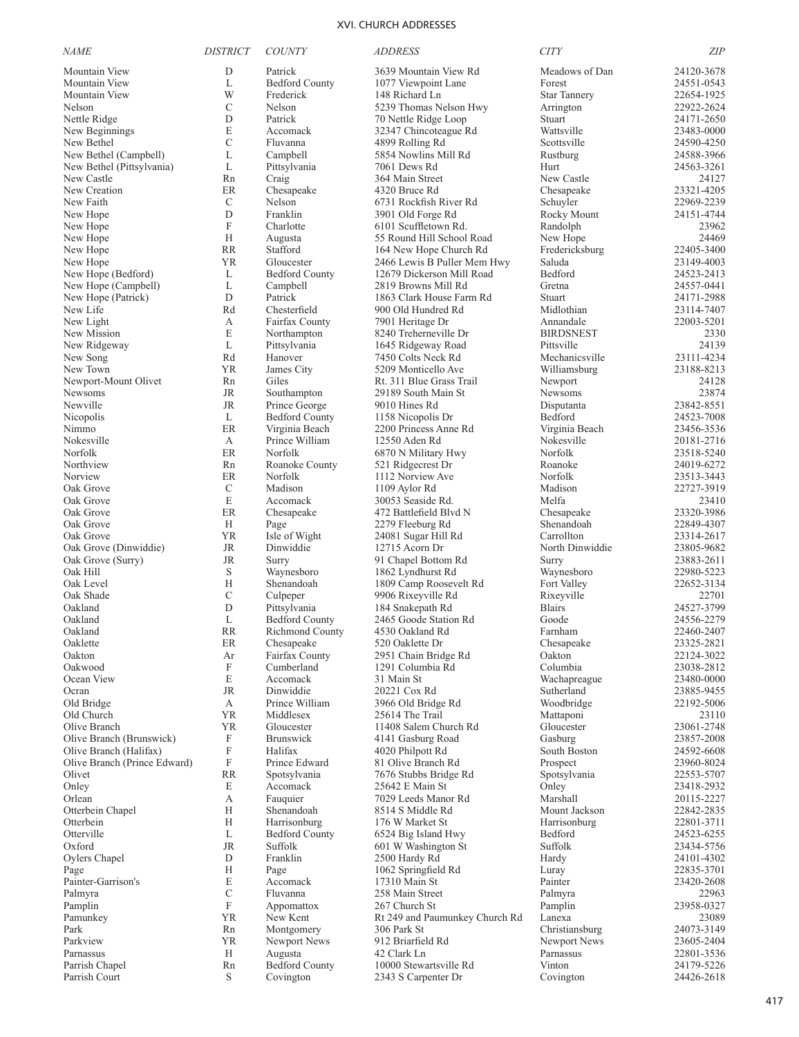## XVI. CHURCH ADDRESSES

| *NAME* | *DISTRICT* | *COUNTY* | *ADDRESS* | *CITY* | *ZIP* |
|---|---|---|---|---|---|
| Mountain View | D | Patrick | 3639 Mountain View Rd | Meadows of Dan | 24120-3678 |
| Mountain View | L | Bedford County | 1077 Viewpoint Lane | Forest | 24551-0543 |
| Mountain View | W | Frederick | 148 Richard Ln | Star Tannery | 22654-1925 |
| Nelson | C | Nelson | 5239 Thomas Nelson Hwy | Arrington | 22922-2624 |
| Nettle Ridge | D | Patrick | 70 Nettle Ridge Loop | Stuart | 24171-2650 |
| New Beginnings | E | Accomack | 32347 Chincoteague Rd | Wattsville | 23483-0000 |
| New Bethel | C | Fluvanna | 4899 Rolling Rd | Scottsville | 24590-4250 |
| New Bethel (Campbell) | L | Campbell | 5854 Nowlins Mill Rd | Rustburg | 24588-3966 |
| New Bethel (Pittsylvania) | L | Pittsylvania | 7061 Dews Rd | Hurt | 24563-3261 |
| New Castle | Rn | Craig | 364 Main Street | New Castle | 24127 |
| New Creation | ER | Chesapeake | 4320 Bruce Rd | Chesapeake | 23321-4205 |
| New Faith | C | Nelson | 6731 Rockfish River Rd | Schuyler | 22969-2239 |
| New Hope | D | Franklin | 3901 Old Forge Rd | Rocky Mount | 24151-4744 |
| New Hope | F | Charlotte | 6101 Scuffletown Rd. | Randolph | 23962 |
| New Hope | H | Augusta | 55 Round Hill School Road | New Hope | 24469 |
| New Hope | RR | Stafford | 164 New Hope Church Rd | Fredericksburg | 22405-3400 |
| New Hope | YR | Gloucester | 2466 Lewis B Puller Mem Hwy | Saluda | 23149-4003 |
| New Hope (Bedford) | L | Bedford County | 12679 Dickerson Mill Road | Bedford | 24523-2413 |
| New Hope (Campbell) | L | Campbell | 2819 Browns Mill Rd | Gretna | 24557-0441 |
| New Hope (Patrick) | D | Patrick | 1863 Clark House Farm Rd | Stuart | 24171-2988 |
| New Life | Rd | Chesterfield | 900 Old Hundred Rd | Midlothian | 23114-7407 |
| New Light | A | Fairfax County | 7901 Heritage Dr | Annandale | 22003-5201 |
| New Mission | E | Northampton | 8240 Treherneville Dr | BIRDSNEST | 2330 |
| New Ridgeway | L | Pittsylvania | 1645 Ridgeway Road | Pittsville | 24139 |
| New Song | Rd | Hanover | 7450 Colts Neck Rd | Mechanicsville | 23111-4234 |
| New Town | YR | James City | 5209 Monticello Ave | Williamsburg | 23188-8213 |
| Newport-Mount Olivet | Rn | Giles | Rt. 311 Blue Grass Trail | Newport | 24128 |
| Newsoms | JR | Southampton | 29189 South Main St | Newsoms | 23874 |
| Newville | JR | Prince George | 9010 Hines Rd | Disputanta | 23842-8551 |
| Nicopolis | L | Bedford County | 1158 Nicopolis Dr | Bedford | 24523-7008 |
| Nimmo | ER | Virginia Beach | 2200 Princess Anne Rd | Virginia Beach | 23456-3536 |
| Nokesville | A | Prince William | 12550 Aden Rd | Nokesville | 20181-2716 |
| Norfolk | ER | Norfolk | 6870 N Military Hwy | Norfolk | 23518-5240 |
| Northview | Rn | Roanoke County | 521 Ridgecrest Dr | Roanoke | 24019-6272 |
| Norview | ER | Norfolk | 1112 Norview Ave | Norfolk | 23513-3443 |
| Oak Grove | C | Madison | 1109 Aylor Rd | Madison | 22727-3919 |
| Oak Grove | E | Accomack | 30053 Seaside Rd. | Melfa | 23410 |
| Oak Grove | ER | Chesapeake | 472 Battlefield Blvd N | Chesapeake | 23320-3986 |
| Oak Grove | H | Page | 2279 Fleeburg Rd | Shenandoah | 22849-4307 |
| Oak Grove | YR | Isle of Wight | 24081 Sugar Hill Rd | Carrollton | 23314-2617 |
| Oak Grove (Dinwiddie) | JR | Dinwiddie | 12715 Acorn Dr | North Dinwiddie | 23805-9682 |
| Oak Grove (Surry) | JR | Surry | 91 Chapel Bottom Rd | Surry | 23883-2611 |
| Oak Hill | S | Waynesboro | 1862 Lyndhurst Rd | Waynesboro | 22980-5223 |
| Oak Level | H | Shenandoah | 1809 Camp Roosevelt Rd | Fort Valley | 22652-3134 |
| Oak Shade | C | Culpeper | 9906 Rixeyville Rd | Rixeyville | 22701 |
| Oakland | D | Pittsylvania | 184 Snakepath Rd | Blairs | 24527-3799 |
| Oakland | L | Bedford County | 2465 Goode Station Rd | Goode | 24556-2279 |
| Oakland | RR | Richmond County | 4530 Oakland Rd | Farnham | 22460-2407 |
| Oaklette | ER | Chesapeake | 520 Oaklette Dr | Chesapeake | 23325-2821 |
| Oakton | Ar | Fairfax County | 2951 Chain Bridge Rd | Oakton | 22124-3022 |
| Oakwood | F | Cumberland | 1291 Columbia Rd | Columbia | 23038-2812 |
| Ocean View | E | Accomack | 31 Main St | Wachapreague | 23480-0000 |
| Ocran | JR | Dinwiddie | 20221 Cox Rd | Sutherland | 23885-9455 |
| Old Bridge | A | Prince William | 3966 Old Bridge Rd | Woodbridge | 22192-5006 |
| Old Church | YR | Middlesex | 25614 The Trail | Mattaponi | 23110 |
| Olive Branch | YR | Gloucester | 11408 Salem Church Rd | Gloucester | 23061-2748 |
| Olive Branch (Brunswick) | F | Brunswick | 4141 Gasburg Road | Gasburg | 23857-2008 |
| Olive Branch (Halifax) | F | Halifax | 4020 Philpott Rd | South Boston | 24592-6608 |
| Olive Branch (Prince Edward) | F | Prince Edward | 81 Olive Branch Rd | Prospect | 23960-8024 |
| Olivet | RR | Spotsylvania | 7676 Stubbs Bridge Rd | Spotsylvania | 22553-5707 |
| Onley | E | Accomack | 25642 E Main St | Onley | 23418-2932 |
| Orlean | A | Fauquier | 7029 Leeds Manor Rd | Marshall | 20115-2227 |
| Otterbein Chapel | H | Shenandoah | 8514 S Middle Rd | Mount Jackson | 22842-2835 |
| Otterbein | H | Harrisonburg | 176 W Market St | Harrisonburg | 22801-3711 |
| Otterville | L | Bedford County | 6524 Big Island Hwy | Bedford | 24523-6255 |
| Oxford | JR | Suffolk | 601 W Washington St | Suffolk | 23434-5756 |
| Oylers Chapel | D | Franklin | 2500 Hardy Rd | Hardy | 24101-4302 |
| Page | H | Page | 1062 Springfield Rd | Luray | 22835-3701 |
| Painter-Garrison's | E | Accomack | 17310 Main St | Painter | 23420-2608 |
| Palmyra | C | Fluvanna | 258 Main Street | Palmyra | 22963 |
| Pamplin | F | Appomattox | 267 Church St | Pamplin | 23958-0327 |
| Pamunkey | YR | New Kent | Rt 249 and Paumunkey Church Rd | Lanexa | 23089 |
| Park | Rn | Montgomery | 306 Park St | Christiansburg | 24073-3149 |
| Parkview | YR | Newport News | 912 Briarfield Rd | Newport News | 23605-2404 |
| Parnassus | H | Augusta | 42 Clark Ln | Parnassus | 22801-3536 |
| Parrish Chapel | Rn | Bedford County | 10000 Stewartsville Rd | Vinton | 24179-5226 |
| Parrish Court | S | Covington | 2343 S Carpenter Dr | Covington | 24426-2618 |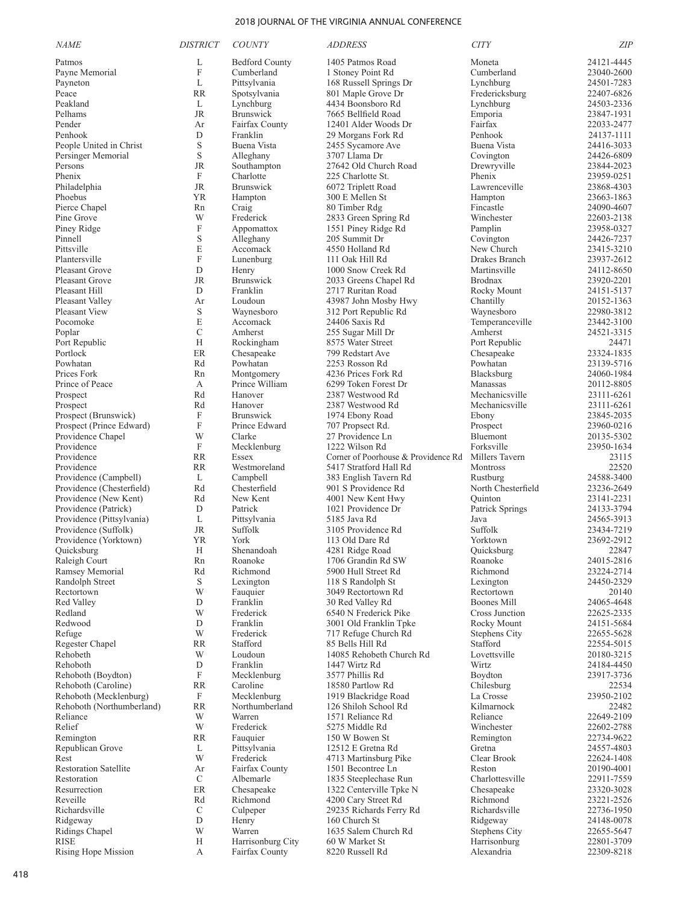| NAME | DISTRICT | COUNTY | ADDRESS | CITY | ZIP |
|---|---|---|---|---|---|
| Patmos | L | Bedford County | 1405 Patmos Road | Moneta | 24121-4445 |
| Payne Memorial | F | Cumberland | 1 Stoney Point Rd | Cumberland | 23040-2600 |
| Payneton | L | Pittsylvania | 168 Russell Springs Dr | Lynchburg | 24501-7283 |
| Peace | RR | Spotsylvania | 801 Maple Grove Dr | Fredericksburg | 22407-6826 |
| Peakland | L | Lynchburg | 4434 Boonsboro Rd | Lynchburg | 24503-2336 |
| Pelhams | JR | Brunswick | 7665 Bellfield Road | Emporia | 23847-1931 |
| Pender | Ar | Fairfax County | 12401 Alder Woods Dr | Fairfax | 22033-2477 |
| Penhook | D | Franklin | 29 Morgans Fork Rd | Penhook | 24137-1111 |
| People United in Christ | S | Buena Vista | 2455 Sycamore Ave | Buena Vista | 24416-3033 |
| Persinger Memorial | S | Alleghany | 3707 Llama Dr | Covington | 24426-6809 |
| Persons | JR | Southampton | 27642 Old Church Road | Drewryville | 23844-2023 |
| Phenix | F | Charlotte | 225 Charlotte St. | Phenix | 23959-0251 |
| Philadelphia | JR | Brunswick | 6072 Triplett Road | Lawrenceville | 23868-4303 |
| Phoebus | YR | Hampton | 300 E Mellen St | Hampton | 23663-1863 |
| Pierce Chapel | Rn | Craig | 80 Timber Rdg | Fincastle | 24090-4607 |
| Pine Grove | W | Frederick | 2833 Green Spring Rd | Winchester | 22603-2138 |
| Piney Ridge | F | Appomattox | 1551 Piney Ridge Rd | Pamplin | 23958-0327 |
| Pinnell | S | Alleghany | 205 Summit Dr | Covington | 24426-7237 |
| Pittsville | E | Accomack | 4550 Holland Rd | New Church | 23415-3210 |
| Plantersville | F | Lunenburg | 111 Oak Hill Rd | Drakes Branch | 23937-2612 |
| Pleasant Grove | D | Henry | 1000 Snow Creek Rd | Martinsville | 24112-8650 |
| Pleasant Grove | JR | Brunswick | 2033 Greens Chapel Rd | Brodnax | 23920-2201 |
| Pleasant Hill | D | Franklin | 2717 Ruritan Road | Rocky Mount | 24151-5137 |
| Pleasant Valley | Ar | Loudoun | 43987 John Mosby Hwy | Chantilly | 20152-1363 |
| Pleasant View | S | Waynesboro | 312 Port Republic Rd | Waynesboro | 22980-3812 |
| Pocomoke | E | Accomack | 24406 Saxis Rd | Temperanceville | 23442-3100 |
| Poplar | C | Amherst | 255 Sugar Mill Dr | Amherst | 24521-3315 |
| Port Republic | H | Rockingham | 8575 Water Street | Port Republic | 24471 |
| Portlock | ER | Chesapeake | 799 Redstart Ave | Chesapeake | 23324-1835 |
| Powhatan | Rd | Powhatan | 2253 Rosson Rd | Powhatan | 23139-5716 |
| Prices Fork | Rn | Montgomery | 4236 Prices Fork Rd | Blacksburg | 24060-1984 |
| Prince of Peace | A | Prince William | 6299 Token Forest Dr | Manassas | 20112-8805 |
| Prospect | Rd | Hanover | 2387 Westwood Rd | Mechanicsville | 23111-6261 |
| Prospect | Rd | Hanover | 2387 Westwood Rd | Mechanicsville | 23111-6261 |
| Prospect (Brunswick) | F | Brunswick | 1974 Ebony Road | Ebony | 23845-2035 |
| Prospect (Prince Edward) | F | Prince Edward | 707 Propsect Rd. | Prospect | 23960-0216 |
| Providence Chapel | W | Clarke | 27 Providence Ln | Bluemont | 20135-5302 |
| Providence | F | Mecklenburg | 1222 Wilson Rd | Forksville | 23950-1634 |
| Providence | RR | Essex | Corner of Poorhouse & Providence Rd | Millers Tavern | 23115 |
| Providence | RR | Westmoreland | 5417 Stratford Hall Rd | Montross | 22520 |
| Providence (Campbell) | L | Campbell | 383 English Tavern Rd | Rustburg | 24588-3400 |
| Providence (Chesterfield) | Rd | Chesterfield | 901 S Providence Rd | North Chesterfield | 23236-2649 |
| Providence (New Kent) | Rd | New Kent | 4001 New Kent Hwy | Quinton | 23141-2231 |
| Providence (Patrick) | D | Patrick | 1021 Providence Dr | Patrick Springs | 24133-3794 |
| Providence (Pittsylvania) | L | Pittsylvania | 5185 Java Rd | Java | 24565-3913 |
| Providence (Suffolk) | JR | Suffolk | 3105 Providence Rd | Suffolk | 23434-7219 |
| Providence (Yorktown) | YR | York | 113 Old Dare Rd | Yorktown | 23692-2912 |
| Quicksburg | H | Shenandoah | 4281 Ridge Road | Quicksburg | 22847 |
| Raleigh Court | Rn | Roanoke | 1706 Grandin Rd SW | Roanoke | 24015-2816 |
| Ramsey Memorial | Rd | Richmond | 5900 Hull Street Rd | Richmond | 23224-2714 |
| Randolph Street | S | Lexington | 118 S Randolph St | Lexington | 24450-2329 |
| Rectortown | W | Fauquier | 3049 Rectortown Rd | Rectortown | 20140 |
| Red Valley | D | Franklin | 30 Red Valley Rd | Boones Mill | 24065-4648 |
| Redland | W | Frederick | 6540 N Frederick Pike | Cross Junction | 22625-2335 |
| Redwood | D | Franklin | 3001 Old Franklin Tpke | Rocky Mount | 24151-5684 |
| Refuge | W | Frederick | 717 Refuge Church Rd | Stephens City | 22655-5628 |
| Regester Chapel | RR | Stafford | 85 Bells Hill Rd | Stafford | 22554-5015 |
| Rehobeth | W | Loudoun | 14085 Rehobeth Church Rd | Lovettsville | 20180-3215 |
| Rehoboth | D | Franklin | 1447 Wirtz Rd | Wirtz | 24184-4450 |
| Rehoboth (Boydton) | F | Mecklenburg | 3577 Phillis Rd | Boydton | 23917-3736 |
| Rehoboth (Caroline) | RR | Caroline | 18580 Partlow Rd | Chilesburg | 22534 |
| Rehoboth (Mecklenburg) | F | Mecklenburg | 1919 Blackridge Road | La Crosse | 23950-2102 |
| Rehoboth (Northumberland) | RR | Northumberland | 126 Shiloh School Rd | Kilmarnock | 22482 |
| Reliance | W | Warren | 1571 Reliance Rd | Reliance | 22649-2109 |
| Relief | W | Frederick | 5275 Middle Rd | Winchester | 22602-2788 |
| Remington | RR | Fauquier | 150 W Bowen St | Remington | 22734-9622 |
| Republican Grove | L | Pittsylvania | 12512 E Gretna Rd | Gretna | 24557-4803 |
| Rest | W | Frederick | 4713 Martinsburg Pike | Clear Brook | 22624-1408 |
| Restoration Satellite | Ar | Fairfax County | 1501 Becontree Ln | Reston | 20190-4001 |
| Restoration | C | Albemarle | 1835 Steeplechase Run | Charlottesville | 22911-7559 |
| Resurrection | ER | Chesapeake | 1322 Centerville Tpke N | Chesapeake | 23320-3028 |
| Reveille | Rd | Richmond | 4200 Cary Street Rd | Richmond | 23221-2526 |
| Richardsville | C | Culpeper | 29235 Richards Ferry Rd | Richardsville | 22736-1950 |
| Ridgeway | D | Henry | 160 Church St | Ridgeway | 24148-0078 |
| Ridings Chapel | W | Warren | 1635 Salem Church Rd | Stephens City | 22655-5647 |
| RISE | H | Harrisonburg City | 60 W Market St | Harrisonburg | 22801-3709 |
| Rising Hope Mission | A | Fairfax County | 8220 Russell Rd | Alexandria | 22309-8218 |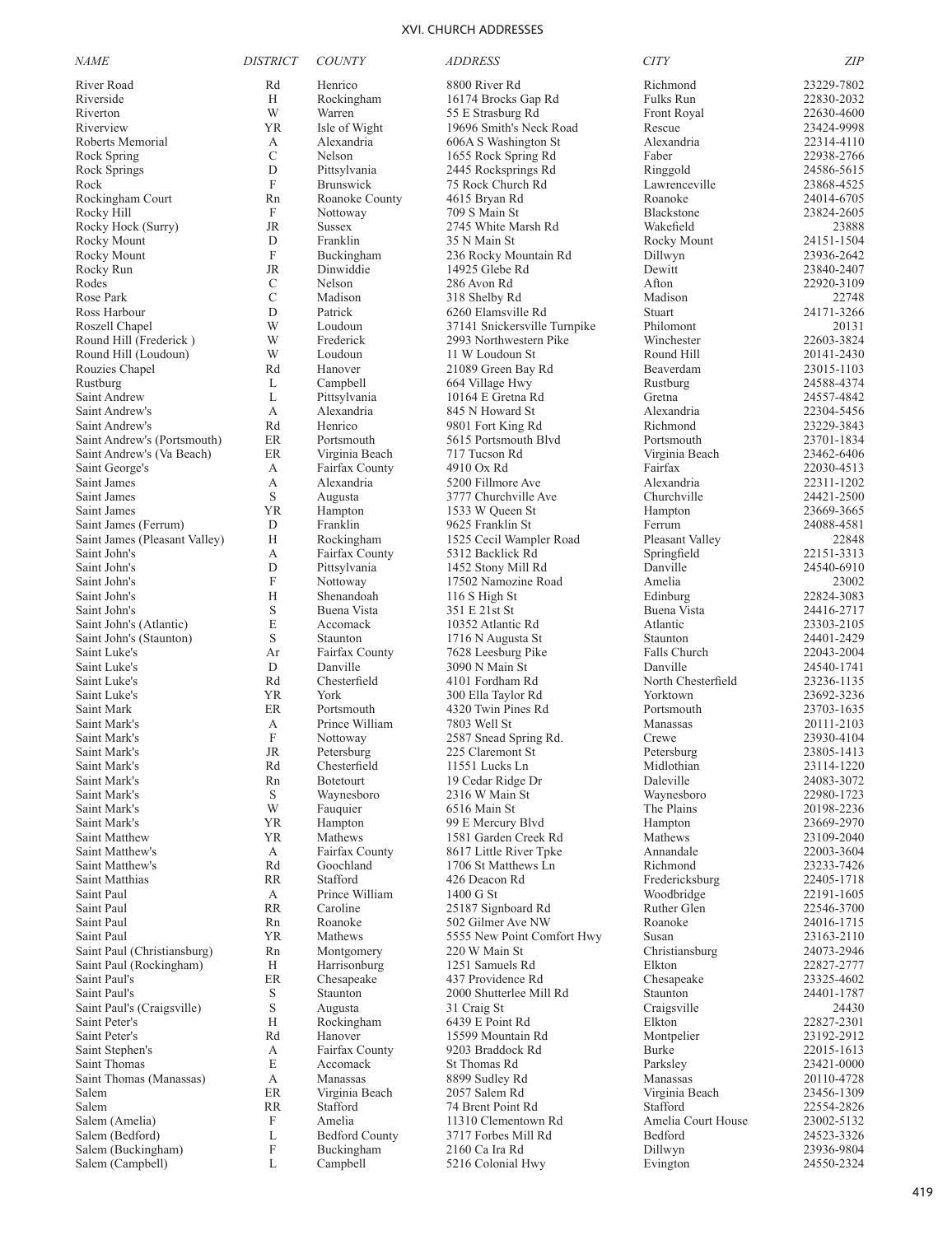# XVI. CHURCH ADDRESSES

| NAME | DISTRICT | COUNTY | ADDRESS | CITY | ZIP |
|---|---|---|---|---|---|
| River Road | Rd | Henrico | 8800 River Rd | Richmond | 23229-7802 |
| Riverside | H | Rockingham | 16174 Brocks Gap Rd | Fulks Run | 22830-2032 |
| Riverton | W | Warren | 55 E Strasburg Rd | Front Royal | 22630-4600 |
| Riverview | YR | Isle of Wight | 19696 Smith's Neck Road | Rescue | 23424-9998 |
| Roberts Memorial | A | Alexandria | 606A S Washington St | Alexandria | 22314-4110 |
| Rock Spring | C | Nelson | 1655 Rock Spring Rd | Faber | 22938-2766 |
| Rock Springs | D | Pittsylvania | 2445 Rocksprings Rd | Ringgold | 24586-5615 |
| Rock | F | Brunswick | 75 Rock Church Rd | Lawrenceville | 23868-4525 |
| Rockingham Court | Rn | Roanoke County | 4615 Bryan Rd | Roanoke | 24014-6705 |
| Rocky Hill | F | Nottoway | 709 S Main St | Blackstone | 23824-2605 |
| Rocky Hock (Surry) | JR | Sussex | 2745 White Marsh Rd | Wakefield | 23888 |
| Rocky Mount | D | Franklin | 35 N Main St | Rocky Mount | 24151-1504 |
| Rocky Mount | F | Buckingham | 236 Rocky Mountain Rd | Dillwyn | 23936-2642 |
| Rocky Run | JR | Dinwiddie | 14925 Glebe Rd | Dewitt | 23840-2407 |
| Rodes | C | Nelson | 286 Avon Rd | Afton | 22920-3109 |
| Rose Park | C | Madison | 318 Shelby Rd | Madison | 22748 |
| Ross Harbour | D | Patrick | 6260 Elamsville Rd | Stuart | 24171-3266 |
| Roszell Chapel | W | Loudoun | 37141 Snickersville Turnpike | Philomont | 20131 |
| Round Hill (Frederick ) | W | Frederick | 2993 Northwestern Pike | Winchester | 22603-3824 |
| Round Hill (Loudoun) | W | Loudoun | 11 W Loudoun St | Round Hill | 20141-2430 |
| Rouzies Chapel | Rd | Hanover | 21089 Green Bay Rd | Beaverdam | 23015-1103 |
| Rustburg | L | Campbell | 664 Village Hwy | Rustburg | 24588-4374 |
| Saint Andrew | L | Pittsylvania | 10164 E Gretna Rd | Gretna | 24557-4842 |
| Saint Andrew's | A | Alexandria | 845 N Howard St | Alexandria | 22304-5456 |
| Saint Andrew's | Rd | Henrico | 9801 Fort King Rd | Richmond | 23229-3843 |
| Saint Andrew's (Portsmouth) | ER | Portsmouth | 5615 Portsmouth Blvd | Portsmouth | 23701-1834 |
| Saint Andrew's (Va Beach) | ER | Virginia Beach | 717 Tucson Rd | Virginia Beach | 23462-6406 |
| Saint George's | A | Fairfax County | 4910 Ox Rd | Fairfax | 22030-4513 |
| Saint James | A | Alexandria | 5200 Fillmore Ave | Alexandria | 22311-1202 |
| Saint James | S | Augusta | 3777 Churchville Ave | Churchville | 24421-2500 |
| Saint James | YR | Hampton | 1533 W Queen St | Hampton | 23669-3665 |
| Saint James (Ferrum) | D | Franklin | 9625 Franklin St | Ferrum | 24088-4581 |
| Saint James (Pleasant Valley) | H | Rockingham | 1525 Cecil Wampler Road | Pleasant Valley | 22848 |
| Saint John's | A | Fairfax County | 5312 Backlick Rd | Springfield | 22151-3313 |
| Saint John's | D | Pittsylvania | 1452 Stony Mill Rd | Danville | 24540-6910 |
| Saint John's | F | Nottoway | 17502 Namozine Road | Amelia | 23002 |
| Saint John's | H | Shenandoah | 116 S High St | Edinburg | 22824-3083 |
| Saint John's | S | Buena Vista | 351 E 21st St | Buena Vista | 24416-2717 |
| Saint John's (Atlantic) | E | Accomack | 10352 Atlantic Rd | Atlantic | 23303-2105 |
| Saint John's (Staunton) | S | Staunton | 1716 N Augusta St | Staunton | 24401-2429 |
| Saint Luke's | Ar | Fairfax County | 7628 Leesburg Pike | Falls Church | 22043-2004 |
| Saint Luke's | D | Danville | 3090 N Main St | Danville | 24540-1741 |
| Saint Luke's | Rd | Chesterfield | 4101 Fordham Rd | North Chesterfield | 23236-1135 |
| Saint Luke's | YR | York | 300 Ella Taylor Rd | Yorktown | 23692-3236 |
| Saint Mark | ER | Portsmouth | 4320 Twin Pines Rd | Portsmouth | 23703-1635 |
| Saint Mark's | A | Prince William | 7803 Well St | Manassas | 20111-2103 |
| Saint Mark's | F | Nottoway | 2587 Snead Spring Rd. | Crewe | 23930-4104 |
| Saint Mark's | JR | Petersburg | 225 Claremont St | Petersburg | 23805-1413 |
| Saint Mark's | Rd | Chesterfield | 11551 Lucks Ln | Midlothian | 23114-1220 |
| Saint Mark's | Rn | Botetourt | 19 Cedar Ridge Dr | Daleville | 24083-3072 |
| Saint Mark's | S | Waynesboro | 2316 W Main St | Waynesboro | 22980-1723 |
| Saint Mark's | W | Fauquier | 6516 Main St | The Plains | 20198-2236 |
| Saint Mark's | YR | Hampton | 99 E Mercury Blvd | Hampton | 23669-2970 |
| Saint Matthew | YR | Mathews | 1581 Garden Creek Rd | Mathews | 23109-2040 |
| Saint Matthew's | A | Fairfax County | 8617 Little River Tpke | Annandale | 22003-3604 |
| Saint Matthew's | Rd | Goochland | 1706 St Matthews Ln | Richmond | 23233-7426 |
| Saint Matthias | RR | Stafford | 426 Deacon Rd | Fredericksburg | 22405-1718 |
| Saint Paul | A | Prince William | 1400 G St | Woodbridge | 22191-1605 |
| Saint Paul | RR | Caroline | 25187 Signboard Rd | Ruther Glen | 22546-3700 |
| Saint Paul | Rn | Roanoke | 502 Gilmer Ave NW | Roanoke | 24016-1715 |
| Saint Paul | YR | Mathews | 5555 New Point Comfort Hwy | Susan | 23163-2110 |
| Saint Paul (Christiansburg) | Rn | Montgomery | 220 W Main St | Christiansburg | 24073-2946 |
| Saint Paul (Rockingham) | H | Harrisonburg | 1251 Samuels Rd | Elkton | 22827-2777 |
| Saint Paul's | ER | Chesapeake | 437 Providence Rd | Chesapeake | 23325-4602 |
| Saint Paul's | S | Staunton | 2000 Shutterlee Mill Rd | Staunton | 24401-1787 |
| Saint Paul's (Craigsville) | S | Augusta | 31 Craig St | Craigsville | 24430 |
| Saint Peter's | H | Rockingham | 6439 E Point Rd | Elkton | 22827-2301 |
| Saint Peter's | Rd | Hanover | 15599 Mountain Rd | Montpelier | 23192-2912 |
| Saint Stephen's | A | Fairfax County | 9203 Braddock Rd | Burke | 22015-1613 |
| Saint Thomas | E | Accomack | St Thomas Rd | Parksley | 23421-0000 |
| Saint Thomas (Manassas) | A | Manassas | 8899 Sudley Rd | Manassas | 20110-4728 |
| Salem | ER | Virginia Beach | 2057 Salem Rd | Virginia Beach | 23456-1309 |
| Salem | RR | Stafford | 74 Brent Point Rd | Stafford | 22554-2826 |
| Salem (Amelia) | F | Amelia | 11310 Clementown Rd | Amelia Court House | 23002-5132 |
| Salem (Bedford) | L | Bedford County | 3717 Forbes Mill Rd | Bedford | 24523-3326 |
| Salem (Buckingham) | F | Buckingham | 2160 Ca Ira Rd | Dillwyn | 23936-9804 |
| Salem (Campbell) | L | Campbell | 5216 Colonial Hwy | Evington | 24550-2324 |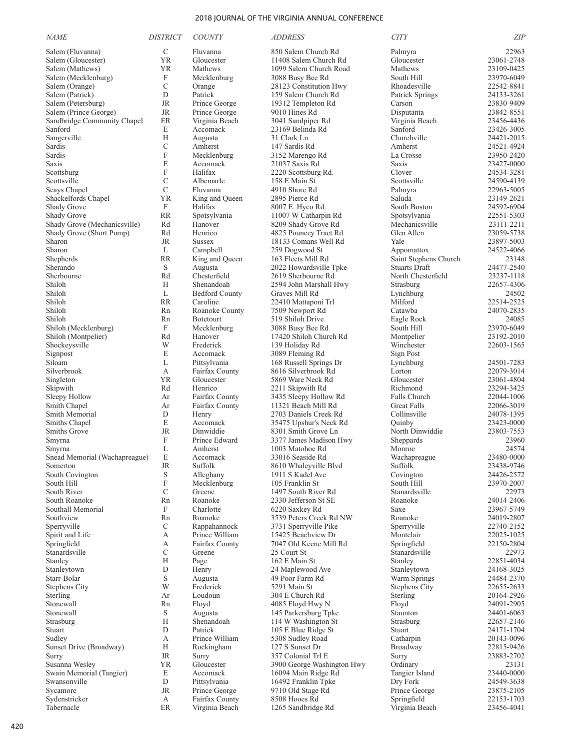| NAME | DISTRICT | COUNTY | ADDRESS | CITY | ZIP |
|---|---|---|---|---|---|
| Salem (Fluvanna) | C | Fluvanna | 850 Salem Church Rd | Palmyra | 22963 |
| Salem (Gloucester) | YR | Gloucester | 11408 Salem Church Rd | Gloucester | 23061-2748 |
| Salem (Mathews) | YR | Mathews | 1099 Salem Church Road | Mathews | 23109-0425 |
| Salem (Mecklenburg) | F | Mecklenburg | 3088 Busy Bee Rd | South Hill | 23970-6049 |
| Salem (Orange) | C | Orange | 28123 Constitution Hwy | Rhoadesville | 22542-8841 |
| Salem (Patrick) | D | Patrick | 159 Salem Church Rd | Patrick Springs | 24133-3261 |
| Salem (Petersburg) | JR | Prince George | 19312 Templeton Rd | Carson | 23830-9409 |
| Salem (Prince George) | JR | Prince George | 9010 Hines Rd | Disputanta | 23842-8551 |
| Sandbridge Community Chapel | ER | Virginia Beach | 3041 Sandpiper Rd | Virginia Beach | 23456-4436 |
| Sanford | E | Accomack | 23169 Belinda Rd | Sanford | 23426-3005 |
| Sangerville | H | Augusta | 31 Clark Ln | Churchville | 24421-2015 |
| Sardis | C | Amherst | 147 Sardis Rd | Amherst | 24521-4924 |
| Sardis | F | Mecklenburg | 3152 Marengo Rd | La Crosse | 23950-2420 |
| Saxis | E | Accomack | 21037 Saxis Rd | Saxis | 23427-0000 |
| Scottsburg | F | Halifax | 2220 Scottsburg Rd. | Clover | 24534-3281 |
| Scottsville | C | Albemarle | 158 E Main St | Scottsville | 24590-4139 |
| Seays Chapel | C | Fluvanna | 4910 Shore Rd | Palmyra | 22963-5005 |
| Shackelfords Chapel | YR | King and Queen | 2895 Pierce Rd | Saluda | 23149-2621 |
| Shady Grove | F | Halifax | 8007 E. Hyco Rd. | South Boston | 24592-6904 |
| Shady Grove | RR | Spotsylvania | 11007 W Catharpin Rd | Spotsylvania | 22551-5303 |
| Shady Grove (Mechanicsville) | Rd | Hanover | 8209 Shady Grove Rd | Mechanicsville | 23111-2211 |
| Shady Grove (Short Pump) | Rd | Henrico | 4825 Pouncey Tract Rd | Glen Allen | 23059-5738 |
| Sharon | JR | Sussex | 18133 Comans Well Rd | Yale | 23897-5003 |
| Sharon | L | Campbell | 259 Dogwood St | Appomattox | 24522-4066 |
| Shepherds | RR | King and Queen | 163 Fleets Mill Rd | Saint Stephens Church | 23148 |
| Sherando | S | Augusta | 2022 Howardsville Tpke | Stuarts Draft | 24477-2540 |
| Sherbourne | Rd | Chesterfield | 2619 Sherbourne Rd | North Chesterfield | 23237-1118 |
| Shiloh | H | Shenandoah | 2594 John Marshall Hwy | Strasburg | 22657-4306 |
| Shiloh | L | Bedford County | Graves Mill Rd | Lynchburg | 24502 |
| Shiloh | RR | Caroline | 22410 Mattaponi Trl | Milford | 22514-2525 |
| Shiloh | Rn | Roanoke County | 7509 Newport Rd | Catawba | 24070-2835 |
| Shiloh | Rn | Botetourt | 519 Shiloh Drive | Eagle Rock | 24085 |
| Shiloh (Mecklenburg) | F | Mecklenburg | 3088 Busy Bee Rd | South Hill | 23970-6049 |
| Shiloh (Montpelier) | Rd | Hanover | 17420 Shiloh Church Rd | Montpelier | 23192-2010 |
| Shockeysville | W | Frederick | 139 Holiday Rd | Winchester | 22603-1565 |
| Signpost | E | Accomack | 3089 Fleming Rd | Sign Post | |
| Siloam | L | Pittsylvania | 168 Russell Springs Dr | Lynchburg | 24501-7283 |
| Silverbrook | A | Fairfax County | 8616 Silverbrook Rd | Lorton | 22079-3014 |
| Singleton | YR | Gloucester | 5869 Ware Neck Rd | Gloucester | 23061-4804 |
| Skipwith | Rd | Henrico | 2211 Skipwith Rd | Richmond | 23294-3425 |
| Sleepy Hollow | Ar | Fairfax County | 3435 Sleepy Hollow Rd | Falls Church | 22044-1006 |
| Smith Chapel | Ar | Fairfax County | 11321 Beach Mill Rd | Great Falls | 22066-3019 |
| Smith Memorial | D | Henry | 2703 Daniels Creek Rd | Collinsville | 24078-1395 |
| Smiths Chapel | E | Accomack | 35475 Upshur's Neck Rd | Quinby | 23423-0000 |
| Smiths Grove | JR | Dinwiddie | 8301 Smith Grove Ln | North Dinwiddie | 23803-7553 |
| Smyrna | F | Prince Edward | 3377 James Madison Hwy | Sheppards | 23960 |
| Smyrna | L | Amherst | 1003 Matohoe Rd | Monroe | 24574 |
| Snead Memorial (Wachapreague) | E | Accomack | 33016 Seaside Rd | Wachapreague | 23480-0000 |
| Somerton | JR | Suffolk | 8610 Whaleyville Blvd | Suffolk | 23438-9746 |
| South Covington | S | Alleghany | 1911 S Kadel Ave | Covington | 24426-2572 |
| South Hill | F | Mecklenburg | 105 Franklin St | South Hill | 23970-2007 |
| South River | C | Greene | 1497 South River Rd | Stanardsville | 22973 |
| South Roanoke | Rn | Roanoke | 2330 Jefferson St SE | Roanoke | 24014-2406 |
| Southall Memorial | F | Charlotte | 6220 Saxkey Rd | Saxe | 23967-5749 |
| Southview | Rn | Roanoke | 3539 Peters Creek Rd NW | Roanoke | 24019-2807 |
| Sperryville | C | Rappahannock | 3731 Sperryville Pike | Sperryville | 22740-2152 |
| Spirit and Life | A | Prince William | 15425 Beachview Dr | Montclair | 22025-1025 |
| Springfield | A | Fairfax County | 7047 Old Keene Mill Rd | Springfield | 22150-2804 |
| Stanardsville | C | Greene | 25 Court St | Stanardsville | 22973 |
| Stanley | H | Page | 162 E Main St | Stanley | 22851-4034 |
| Stanleytown | D | Henry | 24 Maplewood Ave | Stanleytown | 24168-3025 |
| Starr-Bolar | S | Augusta | 49 Poor Farm Rd | Warm Springs | 24484-2370 |
| Stephens City | W | Frederick | 5291 Main St | Stephens City | 22655-2633 |
| Sterling | Ar | Loudoun | 304 E Church Rd | Sterling | 20164-2926 |
| Stonewall | Rn | Floyd | 4085 Floyd Hwy N | Floyd | 24091-2905 |
| Stonewall | S | Augusta | 145 Parkersburg Tpke | Staunton | 24401-6063 |
| Strasburg | H | Shenandoah | 114 W Washington St | Strasburg | 22657-2146 |
| Stuart | D | Patrick | 105 E Blue Ridge St | Stuart | 24171-1704 |
| Sudley | A | Prince William | 5308 Sudley Road | Catharpin | 20143-0096 |
| Sunset Drive (Broadway) | H | Rockingham | 127 S Sunset Dr | Broadway | 22815-9426 |
| Surry | JR | Surry | 357 Colonial Trl E | Surry | 23883-2702 |
| Susanna Wesley | YR | Gloucester | 3900 George Washington Hwy | Ordinary | 23131 |
| Swain Memorial (Tangier) | E | Accomack | 16094 Main Ridge Rd | Tangier Island | 23440-0000 |
| Swansonville | D | Pittsylvania | 16492 Franklin Tpke | Dry Fork | 24549-3638 |
| Sycamore | JR | Prince George | 9710 Old Stage Rd | Prince George | 23875-2105 |
| Sydenstricker | A | Fairfax County | 8508 Hooes Rd | Springfield | 22153-1703 |
| Tabernacle | ER | Virginia Beach | 1265 Sandbridge Rd | Virginia Beach | 23456-4041 |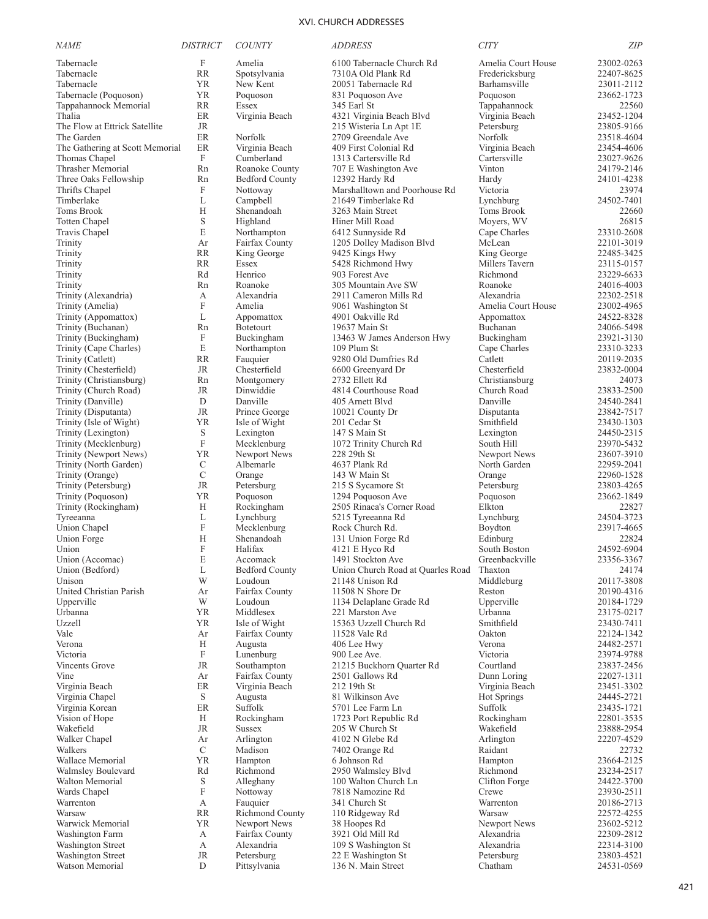# XVI. CHURCH ADDRESSES

| NAME | DISTRICT | COUNTY | ADDRESS | CITY | ZIP |
|---|---|---|---|---|---|
| Tabernacle | F | Amelia | 6100 Tabernacle Church Rd | Amelia Court House | 23002-0263 |
| Tabernacle | RR | Spotsylvania | 7310A Old Plank Rd | Fredericksburg | 22407-8625 |
| Tabernacle | YR | New Kent | 20051 Tabernacle Rd | Barhamsville | 23011-2112 |
| Tabernacle (Poquoson) | YR | Poquoson | 831 Poquoson Ave | Poquoson | 23662-1723 |
| Tappahannock Memorial | RR | Essex | 345 Earl St | Tappahannock | 22560 |
| Thalia | ER | Virginia Beach | 4321 Virginia Beach Blvd | Virginia Beach | 23452-1204 |
| The Flow at Ettrick Satellite | JR | | 215 Wisteria Ln Apt 1E | Petersburg | 23805-9166 |
| The Garden | ER | Norfolk | 2709 Greendale Ave | Norfolk | 23518-4604 |
| The Gathering at Scott Memorial | ER | Virginia Beach | 409 First Colonial Rd | Virginia Beach | 23454-4606 |
| Thomas Chapel | F | Cumberland | 1313 Cartersville Rd | Cartersville | 23027-9626 |
| Thrasher Memorial | Rn | Roanoke County | 707 E Washington Ave | Vinton | 24179-2146 |
| Three Oaks Fellowship | Rn | Bedford County | 12392 Hardy Rd | Hardy | 24101-4238 |
| Thrifts Chapel | F | Nottoway | Marshalltown and Poorhouse Rd | Victoria | 23974 |
| Timberlake | L | Campbell | 21649 Timberlake Rd | Lynchburg | 24502-7401 |
| Toms Brook | H | Shenandoah | 3263 Main Street | Toms Brook | 22660 |
| Totten Chapel | S | Highland | Hiner Mill Road | Moyers, WV | 26815 |
| Travis Chapel | E | Northampton | 6412 Sunnyside Rd | Cape Charles | 23310-2608 |
| Trinity | Ar | Fairfax County | 1205 Dolley Madison Blvd | McLean | 22101-3019 |
| Trinity | RR | King George | 9425 Kings Hwy | King George | 22485-3425 |
| Trinity | RR | Essex | 5428 Richmond Hwy | Millers Tavern | 23115-0157 |
| Trinity | Rd | Henrico | 903 Forest Ave | Richmond | 23229-6633 |
| Trinity | Rn | Roanoke | 305 Mountain Ave SW | Roanoke | 24016-4003 |
| Trinity (Alexandria) | A | Alexandria | 2911 Cameron Mills Rd | Alexandria | 22302-2518 |
| Trinity (Amelia) | F | Amelia | 9061 Washington St | Amelia Court House | 23002-4965 |
| Trinity (Appomattox) | L | Appomattox | 4901 Oakville Rd | Appomattox | 24522-8328 |
| Trinity (Buchanan) | Rn | Botetourt | 19637 Main St | Buchanan | 24066-5498 |
| Trinity (Buckingham) | F | Buckingham | 13463 W James Anderson Hwy | Buckingham | 23921-3130 |
| Trinity (Cape Charles) | E | Northampton | 109 Plum St | Cape Charles | 23310-3233 |
| Trinity (Catlett) | RR | Fauquier | 9280 Old Dumfries Rd | Catlett | 20119-2035 |
| Trinity (Chesterfield) | JR | Chesterfield | 6600 Greenyard Dr | Chesterfield | 23832-0004 |
| Trinity (Christiansburg) | Rn | Montgomery | 2732 Ellett Rd | Christiansburg | 24073 |
| Trinity (Church Road) | JR | Dinwiddie | 4814 Courthouse Road | Church Road | 23833-2500 |
| Trinity (Danville) | D | Danville | 405 Arnett Blvd | Danville | 24540-2841 |
| Trinity (Disputanta) | JR | Prince George | 10021 County Dr | Disputanta | 23842-7517 |
| Trinity (Isle of Wight) | YR | Isle of Wight | 201 Cedar St | Smithfield | 23430-1303 |
| Trinity (Lexington) | S | Lexington | 147 S Main St | Lexington | 24450-2315 |
| Trinity (Mecklenburg) | F | Mecklenburg | 1072 Trinity Church Rd | South Hill | 23970-5432 |
| Trinity (Newport News) | YR | Newport News | 228 29th St | Newport News | 23607-3910 |
| Trinity (North Garden) | C | Albemarle | 4637 Plank Rd | North Garden | 22959-2041 |
| Trinity (Orange) | C | Orange | 143 W Main St | Orange | 22960-1528 |
| Trinity (Petersburg) | JR | Petersburg | 215 S Sycamore St | Petersburg | 23803-4265 |
| Trinity (Poquoson) | YR | Poquoson | 1294 Poquoson Ave | Poquoson | 23662-1849 |
| Trinity (Rockingham) | H | Rockingham | 2505 Rinaca's Corner Road | Elkton | 22827 |
| Tyreeanna | L | Lynchburg | 5215 Tyreeanna Rd | Lynchburg | 24504-3723 |
| Union Chapel | F | Mecklenburg | Rock Church Rd. | Boydton | 23917-4665 |
| Union Forge | H | Shenandoah | 131 Union Forge Rd | Edinburg | 22824 |
| Union | F | Halifax | 4121 E Hyco Rd | South Boston | 24592-6904 |
| Union (Accomac) | E | Accomack | 1491 Stockton Ave | Greenbackville | 23356-3367 |
| Union (Bedford) | L | Bedford County | Union Church Road at Quarles Road | Thaxton | 24174 |
| Unison | W | Loudoun | 21148 Unison Rd | Middleburg | 20117-3808 |
| United Christian Parish | Ar | Fairfax County | 11508 N Shore Dr | Reston | 20190-4316 |
| Upperville | W | Loudoun | 1134 Delaplane Grade Rd | Upperville | 20184-1729 |
| Urbanna | YR | Middlesex | 221 Marston Ave | Urbanna | 23175-0217 |
| Uzzell | YR | Isle of Wight | 15363 Uzzell Church Rd | Smithfield | 23430-7411 |
| Vale | Ar | Fairfax County | 11528 Vale Rd | Oakton | 22124-1342 |
| Verona | H | Augusta | 406 Lee Hwy | Verona | 24482-2571 |
| Victoria | F | Lunenburg | 900 Lee Ave. | Victoria | 23974-9788 |
| Vincents Grove | JR | Southampton | 21215 Buckhorn Quarter Rd | Courtland | 23837-2456 |
| Vine | Ar | Fairfax County | 2501 Gallows Rd | Dunn Loring | 22027-1311 |
| Virginia Beach | ER | Virginia Beach | 212 19th St | Virginia Beach | 23451-3302 |
| Virginia Chapel | S | Augusta | 81 Wilkinson Ave | Hot Springs | 24445-2721 |
| Virginia Korean | ER | Suffolk | 5701 Lee Farm Ln | Suffolk | 23435-1721 |
| Vision of Hope | H | Rockingham | 1723 Port Republic Rd | Rockingham | 22801-3535 |
| Wakefield | JR | Sussex | 205 W Church St | Wakefield | 23888-2954 |
| Walker Chapel | Ar | Arlington | 4102 N Glebe Rd | Arlington | 22207-4529 |
| Walkers | C | Madison | 7402 Orange Rd | Raidant | 22732 |
| Wallace Memorial | YR | Hampton | 6 Johnson Rd | Hampton | 23664-2125 |
| Walmsley Boulevard | Rd | Richmond | 2950 Walmsley Blvd | Richmond | 23234-2517 |
| Walton Memorial | S | Alleghany | 100 Walton Church Ln | Clifton Forge | 24422-3700 |
| Wards Chapel | F | Nottoway | 7818 Namozine Rd | Crewe | 23930-2511 |
| Warrenton | A | Fauquier | 341 Church St | Warrenton | 20186-2713 |
| Warsaw | RR | Richmond County | 110 Ridgeway Rd | Warsaw | 22572-4255 |
| Warwick Memorial | YR | Newport News | 38 Hoopes Rd | Newport News | 23602-5212 |
| Washington Farm | A | Fairfax County | 3921 Old Mill Rd | Alexandria | 22309-2812 |
| Washington Street | A | Alexandria | 109 S Washington St | Alexandria | 22314-3100 |
| Washington Street | JR | Petersburg | 22 E Washington St | Petersburg | 23803-4521 |
| Watson Memorial | D | Pittsylvania | 136 N. Main Street | Chatham | 24531-0569 |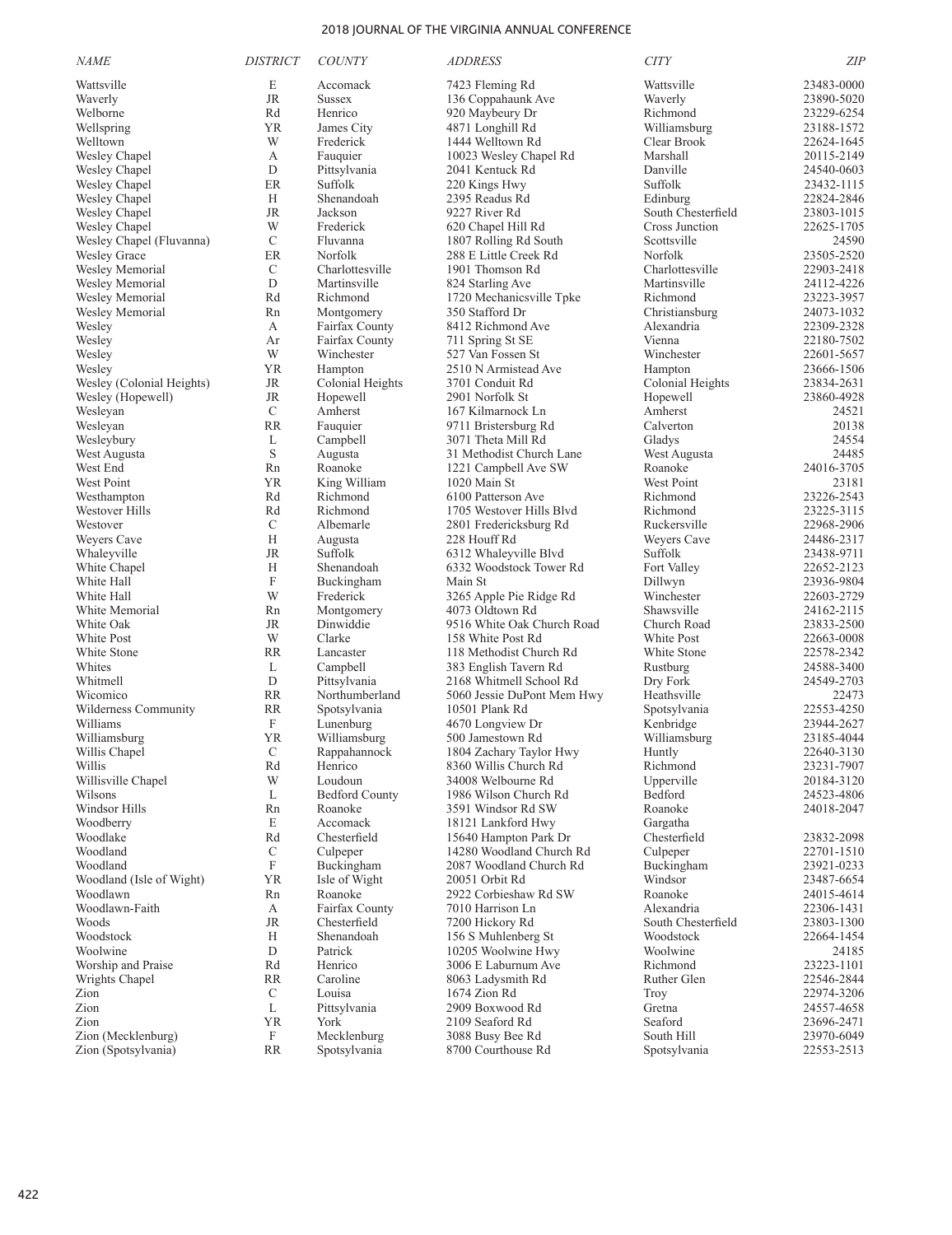| NAME | DISTRICT | COUNTY | ADDRESS | CITY | ZIP |
|---|---|---|---|---|---|
| Wattsville | E | Accomack | 7423 Fleming Rd | Wattsville | 23483-0000 |
| Waverly | JR | Sussex | 136 Coppahaunk Ave | Waverly | 23890-5020 |
| Welborne | Rd | Henrico | 920 Maybeury Dr | Richmond | 23229-6254 |
| Wellspring | YR | James City | 4871 Longhill Rd | Williamsburg | 23188-1572 |
| Welltown | W | Frederick | 1444 Welltown Rd | Clear Brook | 22624-1645 |
| Wesley Chapel | A | Fauquier | 10023 Wesley Chapel Rd | Marshall | 20115-2149 |
| Wesley Chapel | D | Pittsylvania | 2041 Kentuck Rd | Danville | 24540-0603 |
| Wesley Chapel | ER | Suffolk | 220 Kings Hwy | Suffolk | 23432-1115 |
| Wesley Chapel | H | Shenandoah | 2395 Readus Rd | Edinburg | 22824-2846 |
| Wesley Chapel | JR | Jackson | 9227 River Rd | South Chesterfield | 23803-1015 |
| Wesley Chapel | W | Frederick | 620 Chapel Hill Rd | Cross Junction | 22625-1705 |
| Wesley Chapel (Fluvanna) | C | Fluvanna | 1807 Rolling Rd South | Scottsville | 24590 |
| Wesley Grace | ER | Norfolk | 288 E Little Creek Rd | Norfolk | 23505-2520 |
| Wesley Memorial | C | Charlottesville | 1901 Thomson Rd | Charlottesville | 22903-2418 |
| Wesley Memorial | D | Martinsville | 824 Starling Ave | Martinsville | 24112-4226 |
| Wesley Memorial | Rd | Richmond | 1720 Mechanicsville Tpke | Richmond | 23223-3957 |
| Wesley Memorial | Rn | Montgomery | 350 Stafford Dr | Christiansburg | 24073-1032 |
| Wesley | A | Fairfax County | 8412 Richmond Ave | Alexandria | 22309-2328 |
| Wesley | Ar | Fairfax County | 711 Spring St SE | Vienna | 22180-7502 |
| Wesley | W | Winchester | 527 Van Fossen St | Winchester | 22601-5657 |
| Wesley | YR | Hampton | 2510 N Armistead Ave | Hampton | 23666-1506 |
| Wesley (Colonial Heights) | JR | Colonial Heights | 3701 Conduit Rd | Colonial Heights | 23834-2631 |
| Wesley (Hopewell) | JR | Hopewell | 2901 Norfolk St | Hopewell | 23860-4928 |
| Wesleyan | C | Amherst | 167 Kilmarnock Ln | Amherst | 24521 |
| Wesleyan | RR | Fauquier | 9711 Bristersburg Rd | Calverton | 20138 |
| Wesleybury | L | Campbell | 3071 Theta Mill Rd | Gladys | 24554 |
| West Augusta | S | Augusta | 31 Methodist Church Lane | West Augusta | 24485 |
| West End | Rn | Roanoke | 1221 Campbell Ave SW | Roanoke | 24016-3705 |
| West Point | YR | King William | 1020 Main St | West Point | 23181 |
| Westhampton | Rd | Richmond | 6100 Patterson Ave | Richmond | 23226-2543 |
| Westover Hills | Rd | Richmond | 1705 Westover Hills Blvd | Richmond | 23225-3115 |
| Westover | C | Albemarle | 2801 Fredericksburg Rd | Ruckersville | 22968-2906 |
| Weyers Cave | H | Augusta | 228 Houff Rd | Weyers Cave | 24486-2317 |
| Whaleyville | JR | Suffolk | 6312 Whaleyville Blvd | Suffolk | 23438-9711 |
| White Chapel | H | Shenandoah | 6332 Woodstock Tower Rd | Fort Valley | 22652-2123 |
| White Hall | F | Buckingham | Main St | Dillwyn | 23936-9804 |
| White Hall | W | Frederick | 3265 Apple Pie Ridge Rd | Winchester | 22603-2729 |
| White Memorial | Rn | Montgomery | 4073 Oldtown Rd | Shawsville | 24162-2115 |
| White Oak | JR | Dinwiddie | 9516 White Oak Church Road | Church Road | 23833-2500 |
| White Post | W | Clarke | 158 White Post Rd | White Post | 22663-0008 |
| White Stone | RR | Lancaster | 118 Methodist Church Rd | White Stone | 22578-2342 |
| Whites | L | Campbell | 383 English Tavern Rd | Rustburg | 24588-3400 |
| Whitmell | D | Pittsylvania | 2168 Whitmell School Rd | Dry Fork | 24549-2703 |
| Wicomico | RR | Northumberland | 5060 Jessie DuPont Mem Hwy | Heathsville | 22473 |
| Wilderness Community | RR | Spotsylvania | 10501 Plank Rd | Spotsylvania | 22553-4250 |
| Williams | F | Lunenburg | 4670 Longview Dr | Kenbridge | 23944-2627 |
| Williamsburg | YR | Williamsburg | 500 Jamestown Rd | Williamsburg | 23185-4044 |
| Willis Chapel | C | Rappahannock | 1804 Zachary Taylor Hwy | Huntly | 22640-3130 |
| Willis | Rd | Henrico | 8360 Willis Church Rd | Richmond | 23231-7907 |
| Willisville Chapel | W | Loudoun | 34008 Welbourne Rd | Upperville | 20184-3120 |
| Wilsons | L | Bedford County | 1986 Wilson Church Rd | Bedford | 24523-4806 |
| Windsor Hills | Rn | Roanoke | 3591 Windsor Rd SW | Roanoke | 24018-2047 |
| Woodberry | E | Accomack | 18121 Lankford Hwy | Gargatha | |
| Woodlake | Rd | Chesterfield | 15640 Hampton Park Dr | Chesterfield | 23832-2098 |
| Woodland | C | Culpeper | 14280 Woodland Church Rd | Culpeper | 22701-1510 |
| Woodland | F | Buckingham | 2087 Woodland Church Rd | Buckingham | 23921-0233 |
| Woodland (Isle of Wight) | YR | Isle of Wight | 20051 Orbit Rd | Windsor | 23487-6654 |
| Woodlawn | Rn | Roanoke | 2922 Corbieshaw Rd SW | Roanoke | 24015-4614 |
| Woodlawn-Faith | A | Fairfax County | 7010 Harrison Ln | Alexandria | 22306-1431 |
| Woods | JR | Chesterfield | 7200 Hickory Rd | South Chesterfield | 23803-1300 |
| Woodstock | H | Shenandoah | 156 S Muhlenberg St | Woodstock | 22664-1454 |
| Woolwine | D | Patrick | 10205 Woolwine Hwy | Woolwine | 24185 |
| Worship and Praise | Rd | Henrico | 3006 E Laburnum Ave | Richmond | 23223-1101 |
| Wrights Chapel | RR | Caroline | 8063 Ladysmith Rd | Ruther Glen | 22546-2844 |
| Zion | C | Louisa | 1674 Zion Rd | Troy | 22974-3206 |
| Zion | L | Pittsylvania | 2909 Boxwood Rd | Gretna | 24557-4658 |
| Zion | YR | York | 2109 Seaford Rd | Seaford | 23696-2471 |
| Zion (Mecklenburg) | F | Mecklenburg | 3088 Busy Bee Rd | South Hill | 23970-6049 |
| Zion (Spotsylvania) | RR | Spotsylvania | 8700 Courthouse Rd | Spotsylvania | 22553-2513 |